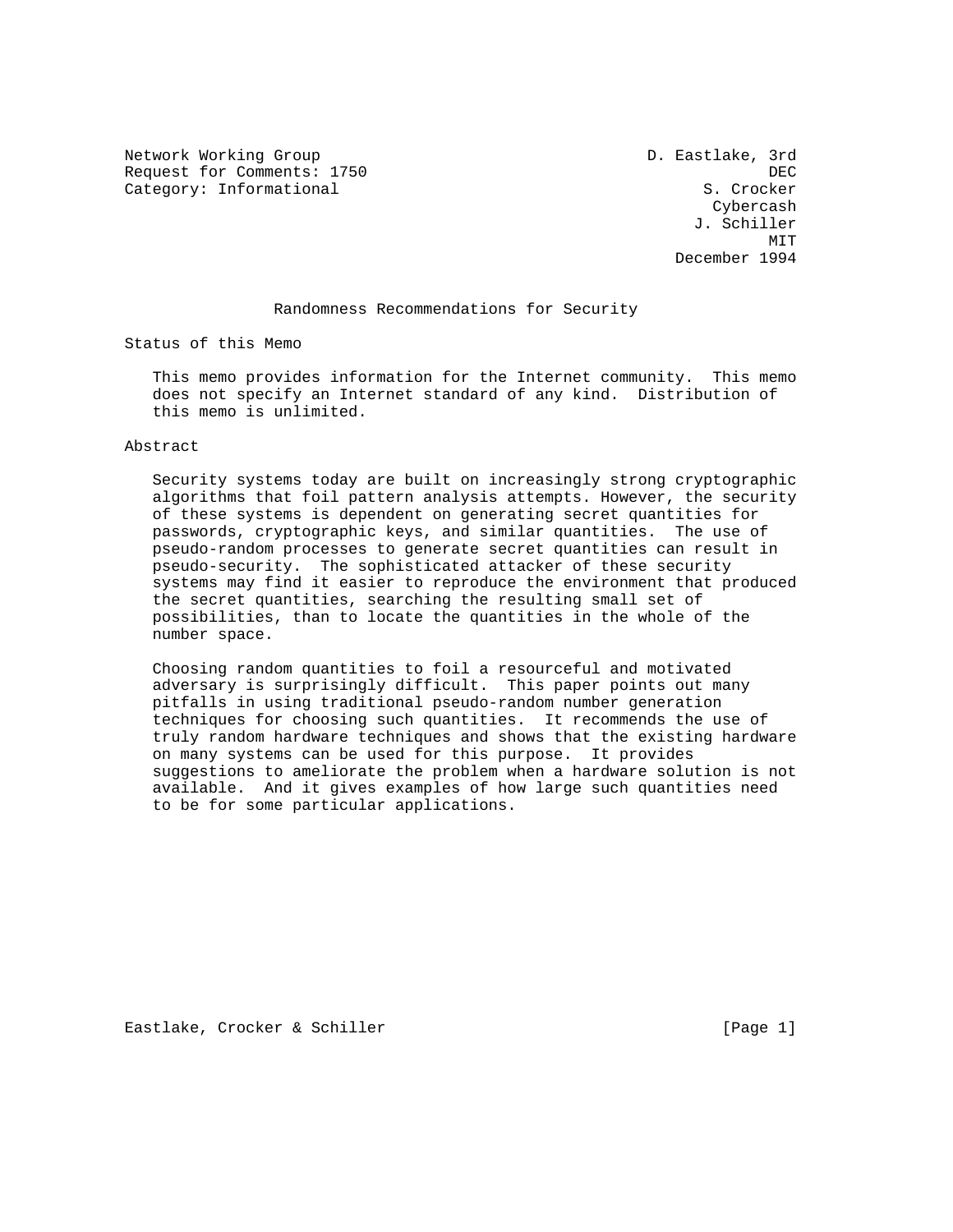Network Working Group D. Eastlake, 3rd
Request for Comments: 1750 DEC
Category: Informational S. Crocker
Cybercash
J. Schiller
MIT
December 1994

# Randomness Recommendations for Security

## Status of this Memo

This memo provides information for the Internet community. This memo does not specify an Internet standard of any kind. Distribution of this memo is unlimited.

## Abstract

Security systems today are built on increasingly strong cryptographic algorithms that foil pattern analysis attempts. However, the security of these systems is dependent on generating secret quantities for passwords, cryptographic keys, and similar quantities. The use of pseudo-random processes to generate secret quantities can result in pseudo-security. The sophisticated attacker of these security systems may find it easier to reproduce the environment that produced the secret quantities, searching the resulting small set of possibilities, than to locate the quantities in the whole of the number space.

Choosing random quantities to foil a resourceful and motivated adversary is surprisingly difficult. This paper points out many pitfalls in using traditional pseudo-random number generation techniques for choosing such quantities. It recommends the use of truly random hardware techniques and shows that the existing hardware on many systems can be used for this purpose. It provides suggestions to ameliorate the problem when a hardware solution is not available. And it gives examples of how large such quantities need to be for some particular applications.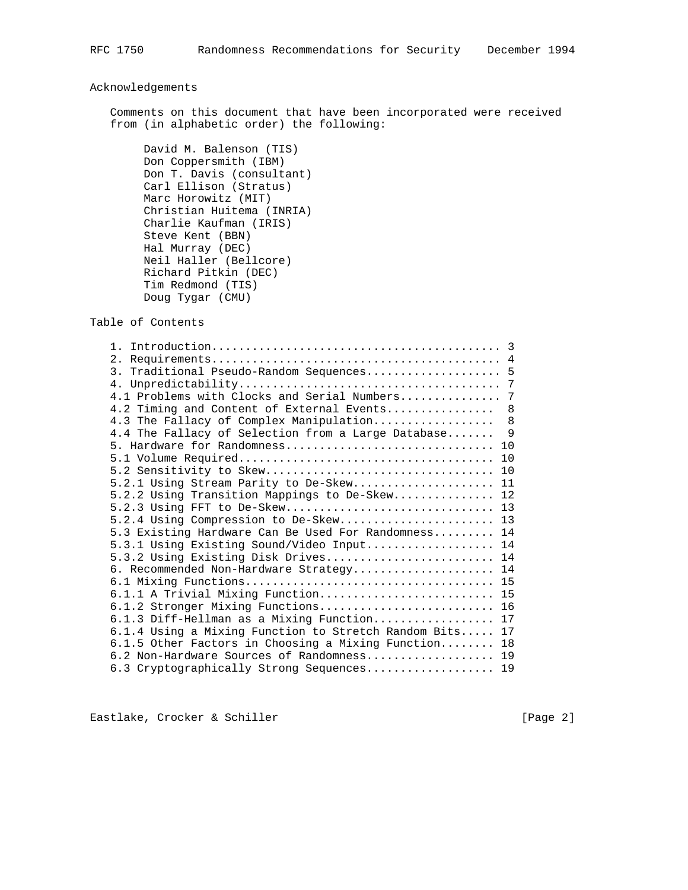## Acknowledgements

Comments on this document that have been incorporated were received from (in alphabetic order) the following:

David M. Balenson (TIS)
Don Coppersmith (IBM)
Don T. Davis (consultant)
Carl Ellison (Stratus)
Marc Horowitz (MIT)
Christian Huitema (INRIA)
Charlie Kaufman (IRIS)
Steve Kent (BBN)
Hal Murray (DEC)
Neil Haller (Bellcore)
Richard Pitkin (DEC)
Tim Redmond (TIS)
Doug Tygar (CMU)

## Table of Contents

```
1. Introduction........................................... 3
2. Requirements........................................... 4
3. Traditional Pseudo-Random Sequences.................... 5
4. Unpredictability....................................... 7
4.1 Problems with Clocks and Serial Numbers............... 7
4.2 Timing and Content of External Events................  8
4.3 The Fallacy of Complex Manipulation..................  8
4.4 The Fallacy of Selection from a Large Database.......  9
5. Hardware for Randomness............................... 10
5.1 Volume Required...................................... 10
5.2 Sensitivity to Skew.................................. 10
5.2.1 Using Stream Parity to De-Skew..................... 11
5.2.2 Using Transition Mappings to De-Skew............... 12
5.2.3 Using FFT to De-Skew............................... 13
5.2.4 Using Compression to De-Skew....................... 13
5.3 Existing Hardware Can Be Used For Randomness......... 14
5.3.1 Using Existing Sound/Video Input................... 14
5.3.2 Using Existing Disk Drives......................... 14
6. Recommended Non-Hardware Strategy..................... 14
6.1 Mixing Functions..................................... 15
6.1.1 A Trivial Mixing Function.......................... 15
6.1.2 Stronger Mixing Functions.......................... 16
6.1.3 Diff-Hellman as a Mixing Function.................. 17
6.1.4 Using a Mixing Function to Stretch Random Bits..... 17
6.1.5 Other Factors in Choosing a Mixing Function........ 18
6.2 Non-Hardware Sources of Randomness................... 19
6.3 Cryptographically Strong Sequences................... 19
```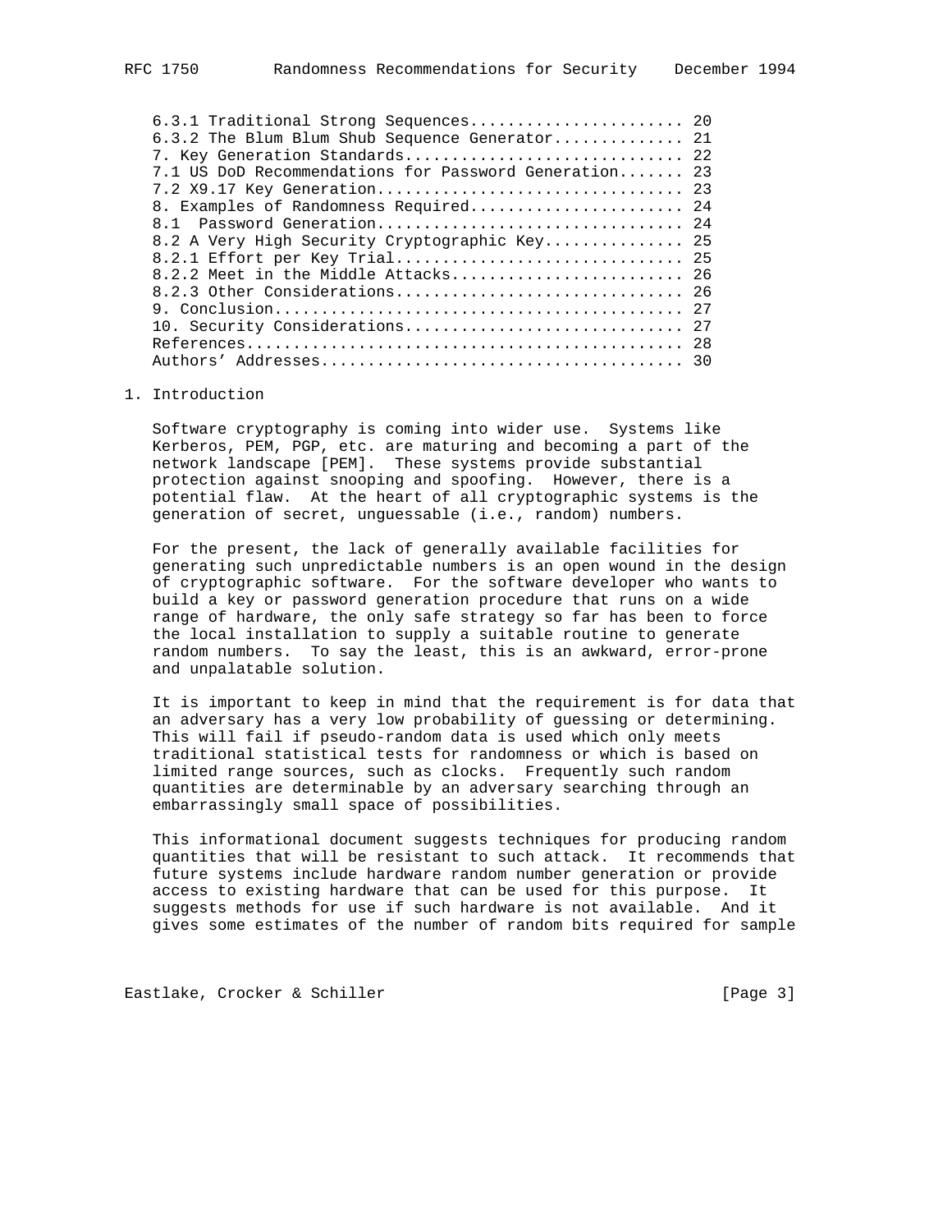6.3.1 Traditional Strong Sequences....................... 20
6.3.2 The Blum Blum Shub Sequence Generator............. 21
7. Key Generation Standards.............................. 22
7.1 US DoD Recommendations for Password Generation....... 23
7.2 X9.17 Key Generation................................. 23
8. Examples of Randomness Required....................... 24
8.1 Password Generation................................. 24
8.2 A Very High Security Cryptographic Key............... 25
8.2.1 Effort per Key Trial............................... 25
8.2.2 Meet in the Middle Attacks......................... 26
8.2.3 Other Considerations............................... 26
9. Conclusion............................................ 27
10. Security Considerations.............................. 27
References............................................... 28
Authors' Addresses....................................... 30

## 1. Introduction

Software cryptography is coming into wider use. Systems like Kerberos, PEM, PGP, etc. are maturing and becoming a part of the network landscape [PEM]. These systems provide substantial protection against snooping and spoofing. However, there is a potential flaw. At the heart of all cryptographic systems is the generation of secret, unguessable (i.e., random) numbers.

For the present, the lack of generally available facilities for generating such unpredictable numbers is an open wound in the design of cryptographic software. For the software developer who wants to build a key or password generation procedure that runs on a wide range of hardware, the only safe strategy so far has been to force the local installation to supply a suitable routine to generate random numbers. To say the least, this is an awkward, error-prone and unpalatable solution.

It is important to keep in mind that the requirement is for data that an adversary has a very low probability of guessing or determining. This will fail if pseudo-random data is used which only meets traditional statistical tests for randomness or which is based on limited range sources, such as clocks. Frequently such random quantities are determinable by an adversary searching through an embarrassingly small space of possibilities.

This informational document suggests techniques for producing random quantities that will be resistant to such attack. It recommends that future systems include hardware random number generation or provide access to existing hardware that can be used for this purpose. It suggests methods for use if such hardware is not available. And it gives some estimates of the number of random bits required for sample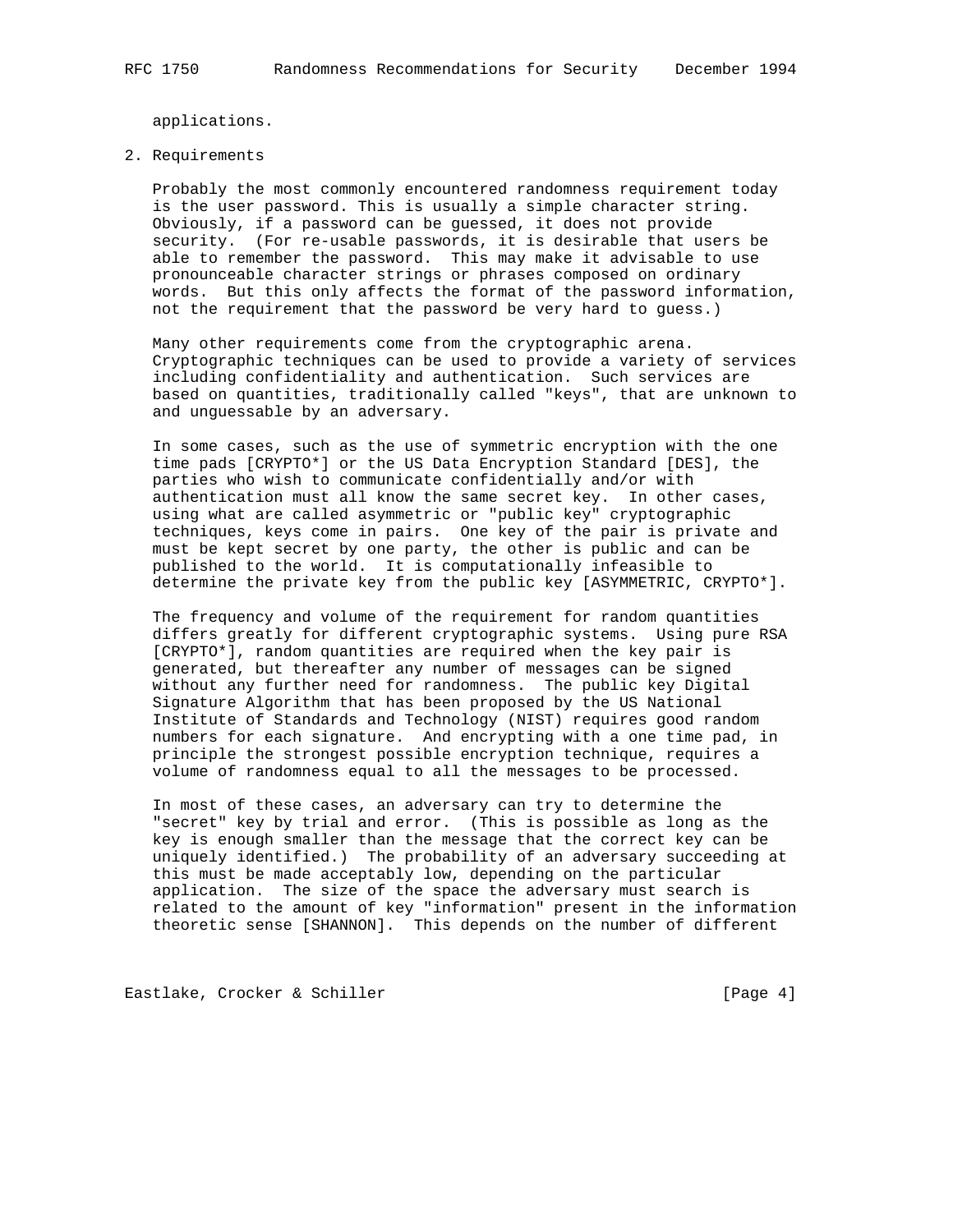applications.

## 2. Requirements

Probably the most commonly encountered randomness requirement today is the user password. This is usually a simple character string. Obviously, if a password can be guessed, it does not provide security. (For re-usable passwords, it is desirable that users be able to remember the password. This may make it advisable to use pronounceable character strings or phrases composed on ordinary words. But this only affects the format of the password information, not the requirement that the password be very hard to guess.)

Many other requirements come from the cryptographic arena. Cryptographic techniques can be used to provide a variety of services including confidentiality and authentication. Such services are based on quantities, traditionally called "keys", that are unknown to and unguessable by an adversary.

In some cases, such as the use of symmetric encryption with the one time pads [CRYPTO*] or the US Data Encryption Standard [DES], the parties who wish to communicate confidentially and/or with authentication must all know the same secret key. In other cases, using what are called asymmetric or "public key" cryptographic techniques, keys come in pairs. One key of the pair is private and must be kept secret by one party, the other is public and can be published to the world. It is computationally infeasible to determine the private key from the public key [ASYMMETRIC, CRYPTO*].

The frequency and volume of the requirement for random quantities differs greatly for different cryptographic systems. Using pure RSA [CRYPTO*], random quantities are required when the key pair is generated, but thereafter any number of messages can be signed without any further need for randomness. The public key Digital Signature Algorithm that has been proposed by the US National Institute of Standards and Technology (NIST) requires good random numbers for each signature. And encrypting with a one time pad, in principle the strongest possible encryption technique, requires a volume of randomness equal to all the messages to be processed.

In most of these cases, an adversary can try to determine the "secret" key by trial and error. (This is possible as long as the key is enough smaller than the message that the correct key can be uniquely identified.) The probability of an adversary succeeding at this must be made acceptably low, depending on the particular application. The size of the space the adversary must search is related to the amount of key "information" present in the information theoretic sense [SHANNON]. This depends on the number of different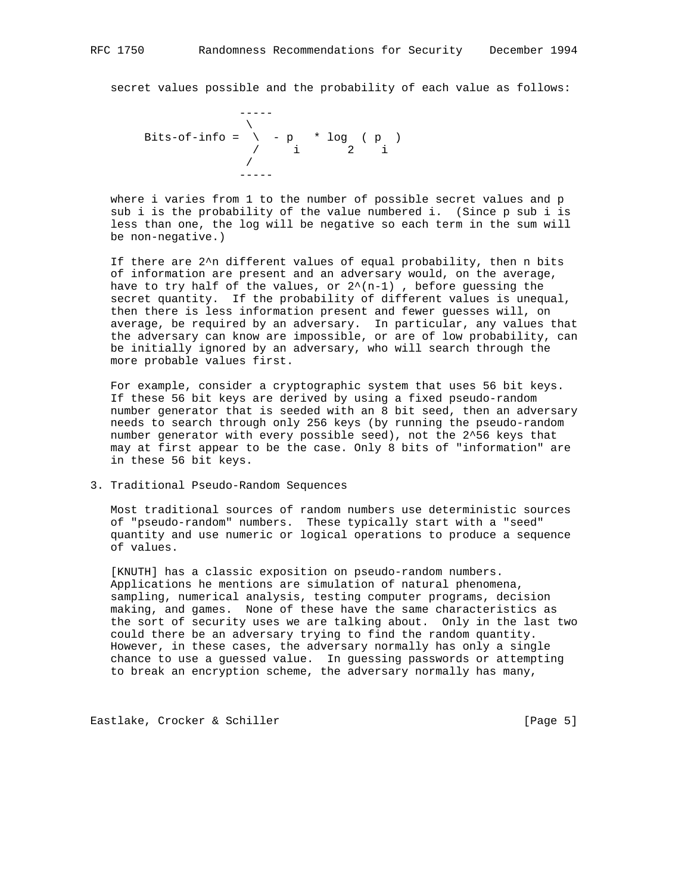secret values possible and the probability of each value as follows:

$$\text{Bits-of-info} = \sum -p_i * \log_2(p_i)$$

where i varies from 1 to the number of possible secret values and p sub i is the probability of the value numbered i. (Since p sub i is less than one, the log will be negative so each term in the sum will be non-negative.)

If there are $2^n$ different values of equal probability, then n bits of information are present and an adversary would, on the average, have to try half of the values, or $2^{(n-1)}$ , before guessing the secret quantity. If the probability of different values is unequal, then there is less information present and fewer guesses will, on average, be required by an adversary. In particular, any values that the adversary can know are impossible, or are of low probability, can be initially ignored by an adversary, who will search through the more probable values first.

For example, consider a cryptographic system that uses 56 bit keys. If these 56 bit keys are derived by using a fixed pseudo-random number generator that is seeded with an 8 bit seed, then an adversary needs to search through only 256 keys (by running the pseudo-random number generator with every possible seed), not the $2^{56}$ keys that may at first appear to be the case. Only 8 bits of "information" are in these 56 bit keys.

## 3. Traditional Pseudo-Random Sequences

Most traditional sources of random numbers use deterministic sources of "pseudo-random" numbers. These typically start with a "seed" quantity and use numeric or logical operations to produce a sequence of values.

[KNUTH] has a classic exposition on pseudo-random numbers. Applications he mentions are simulation of natural phenomena, sampling, numerical analysis, testing computer programs, decision making, and games. None of these have the same characteristics as the sort of security uses we are talking about. Only in the last two could there be an adversary trying to find the random quantity. However, in these cases, the adversary normally has only a single chance to use a guessed value. In guessing passwords or attempting to break an encryption scheme, the adversary normally has many,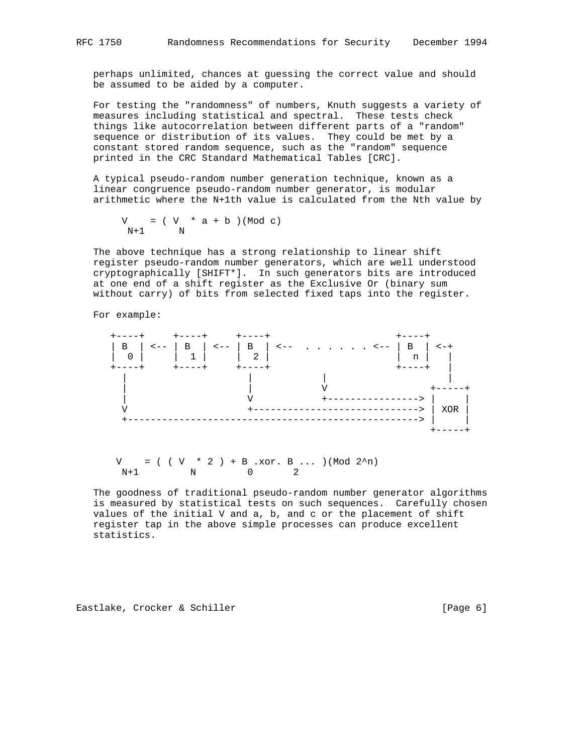perhaps unlimited, chances at guessing the correct value and should be assumed to be aided by a computer.

For testing the "randomness" of numbers, Knuth suggests a variety of measures including statistical and spectral. These tests check things like autocorrelation between different parts of a "random" sequence or distribution of its values. They could be met by a constant stored random sequence, such as the "random" sequence printed in the CRC Standard Mathematical Tables [CRC].

A typical pseudo-random number generation technique, known as a linear congruence pseudo-random number generator, is modular arithmetic where the N+1th value is calculated from the Nth value by

$$V_{N+1} = ( V_N * a + b )(\text{Mod } c)$$

The above technique has a strong relationship to linear shift register pseudo-random number generators, which are well understood cryptographically [SHIFT*]. In such generators bits are introduced at one end of a shift register as the Exclusive Or (binary sum without carry) of bits from selected fixed taps into the register.

For example:

```
  +----+     +----+     +----+                 +----+
  | B  | <-- | B  | <-- | B  | <--  . . . . . . <-- | B  | <-+
  |  0 |     |  1 |     |  2 |                 |  n |   |
  +----+     +----+     +----+                 +----+   |
    |                     |           |                 |
    |                     |           V              +-----+
    |                     V           +----------------> |     |
    V                     +-----------------------------> | XOR |
    +---------------------------------------------------> |     |
                                                          +-----+
```

$$V_{N+1} = ( ( V_N * 2 ) + B_0 \text{ .xor. } B_2 \ldots )(\text{Mod } 2^n)$$

The goodness of traditional pseudo-random number generator algorithms is measured by statistical tests on such sequences. Carefully chosen values of the initial V and a, b, and c or the placement of shift register tap in the above simple processes can produce excellent statistics.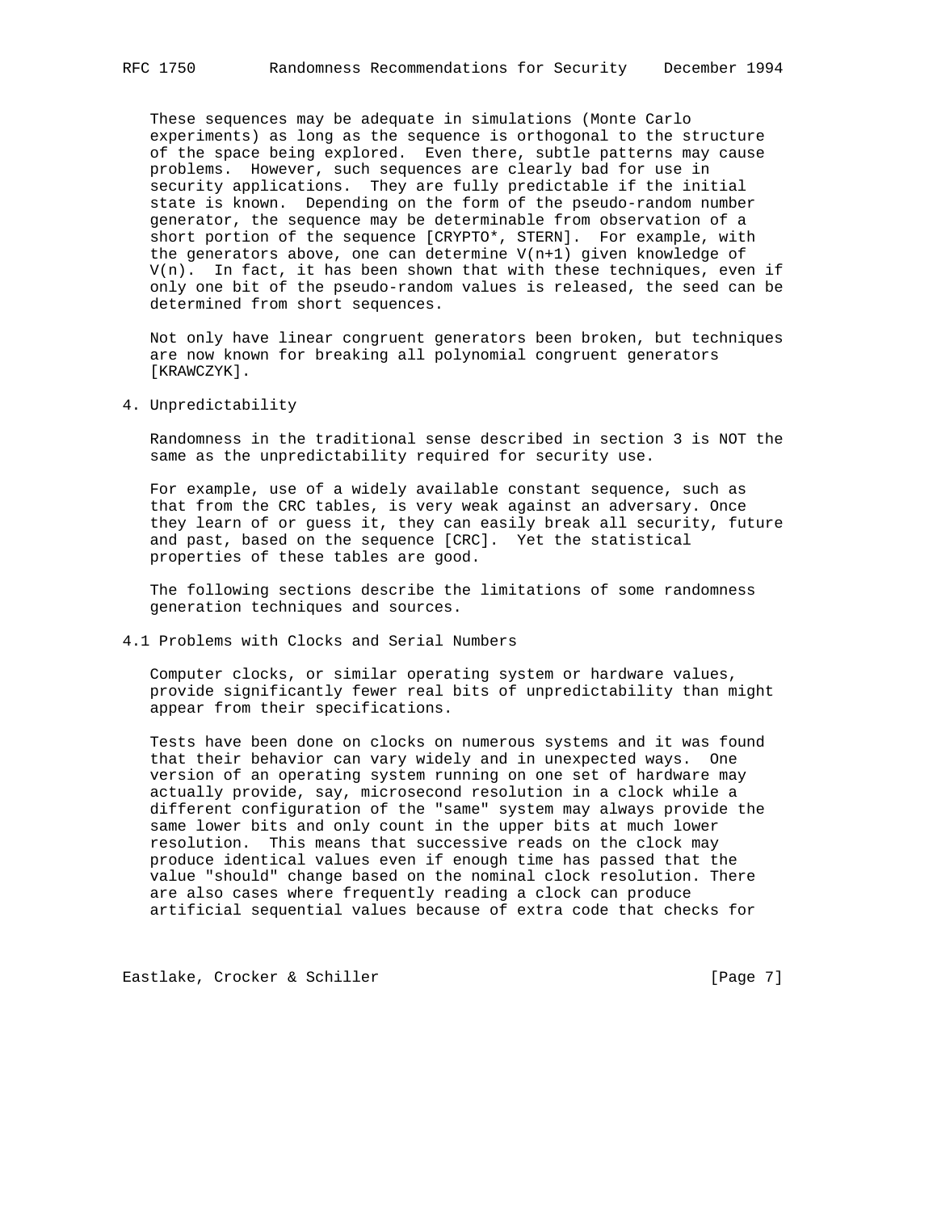These sequences may be adequate in simulations (Monte Carlo experiments) as long as the sequence is orthogonal to the structure of the space being explored. Even there, subtle patterns may cause problems. However, such sequences are clearly bad for use in security applications. They are fully predictable if the initial state is known. Depending on the form of the pseudo-random number generator, the sequence may be determinable from observation of a short portion of the sequence [CRYPTO*, STERN]. For example, with the generators above, one can determine $V(n+1)$ given knowledge of $V(n)$. In fact, it has been shown that with these techniques, even if only one bit of the pseudo-random values is released, the seed can be determined from short sequences.

Not only have linear congruent generators been broken, but techniques are now known for breaking all polynomial congruent generators [KRAWCZYK].

## 4. Unpredictability

Randomness in the traditional sense described in section 3 is NOT the same as the unpredictability required for security use.

For example, use of a widely available constant sequence, such as that from the CRC tables, is very weak against an adversary. Once they learn of or guess it, they can easily break all security, future and past, based on the sequence [CRC]. Yet the statistical properties of these tables are good.

The following sections describe the limitations of some randomness generation techniques and sources.

### 4.1 Problems with Clocks and Serial Numbers

Computer clocks, or similar operating system or hardware values, provide significantly fewer real bits of unpredictability than might appear from their specifications.

Tests have been done on clocks on numerous systems and it was found that their behavior can vary widely and in unexpected ways. One version of an operating system running on one set of hardware may actually provide, say, microsecond resolution in a clock while a different configuration of the "same" system may always provide the same lower bits and only count in the upper bits at much lower resolution. This means that successive reads on the clock may produce identical values even if enough time has passed that the value "should" change based on the nominal clock resolution. There are also cases where frequently reading a clock can produce artificial sequential values because of extra code that checks for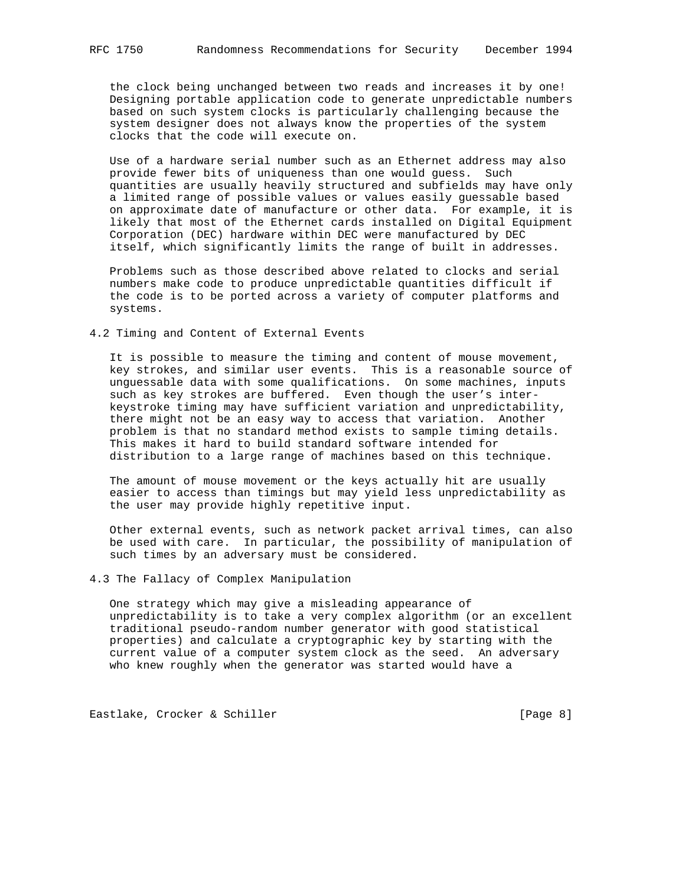the clock being unchanged between two reads and increases it by one! Designing portable application code to generate unpredictable numbers based on such system clocks is particularly challenging because the system designer does not always know the properties of the system clocks that the code will execute on.

Use of a hardware serial number such as an Ethernet address may also provide fewer bits of uniqueness than one would guess. Such quantities are usually heavily structured and subfields may have only a limited range of possible values or values easily guessable based on approximate date of manufacture or other data. For example, it is likely that most of the Ethernet cards installed on Digital Equipment Corporation (DEC) hardware within DEC were manufactured by DEC itself, which significantly limits the range of built in addresses.

Problems such as those described above related to clocks and serial numbers make code to produce unpredictable quantities difficult if the code is to be ported across a variety of computer platforms and systems.

## 4.2 Timing and Content of External Events

It is possible to measure the timing and content of mouse movement, key strokes, and similar user events. This is a reasonable source of unguessable data with some qualifications. On some machines, inputs such as key strokes are buffered. Even though the user's inter-keystroke timing may have sufficient variation and unpredictability, there might not be an easy way to access that variation. Another problem is that no standard method exists to sample timing details. This makes it hard to build standard software intended for distribution to a large range of machines based on this technique.

The amount of mouse movement or the keys actually hit are usually easier to access than timings but may yield less unpredictability as the user may provide highly repetitive input.

Other external events, such as network packet arrival times, can also be used with care. In particular, the possibility of manipulation of such times by an adversary must be considered.

## 4.3 The Fallacy of Complex Manipulation

One strategy which may give a misleading appearance of unpredictability is to take a very complex algorithm (or an excellent traditional pseudo-random number generator with good statistical properties) and calculate a cryptographic key by starting with the current value of a computer system clock as the seed. An adversary who knew roughly when the generator was started would have a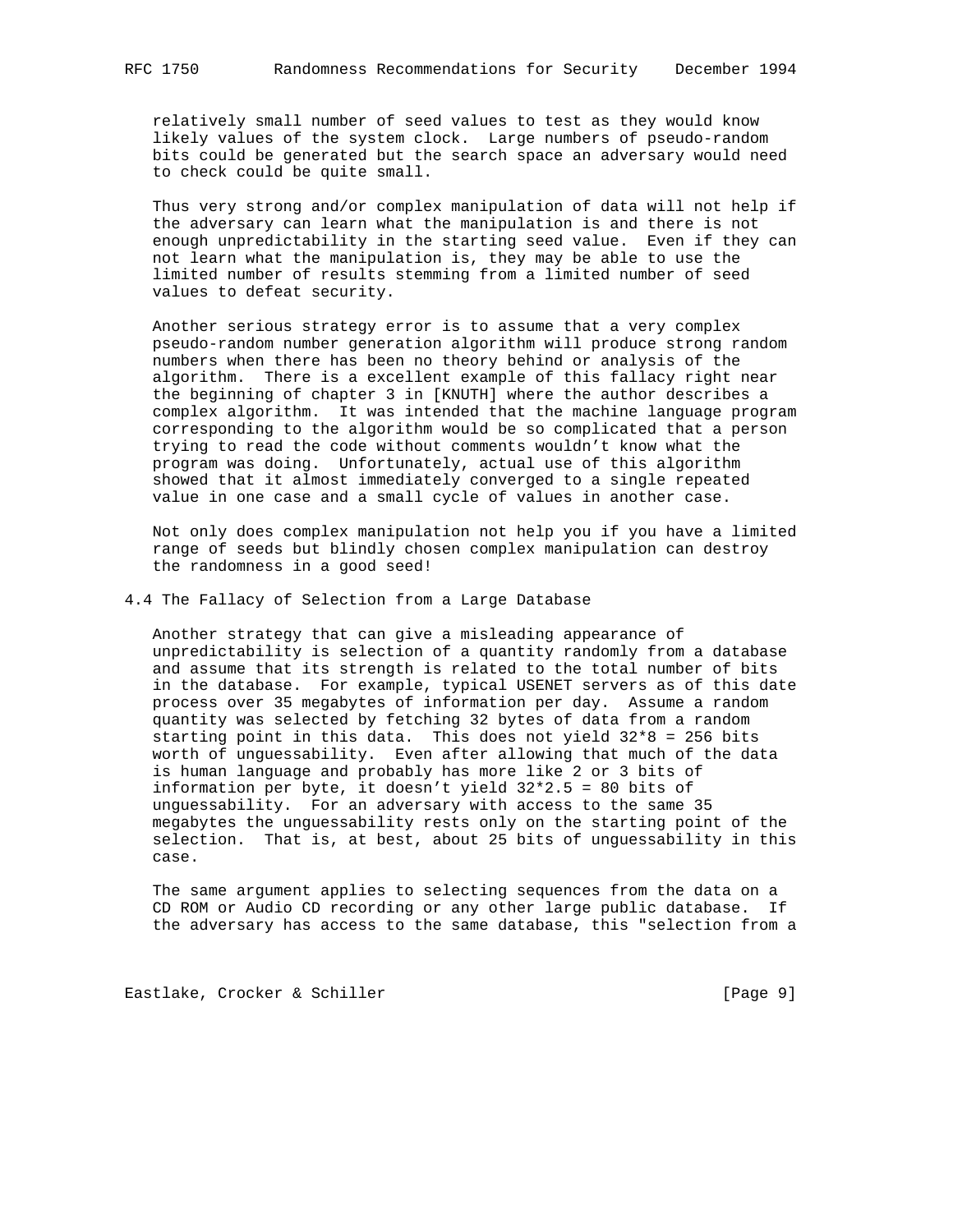relatively small number of seed values to test as they would know likely values of the system clock. Large numbers of pseudo-random bits could be generated but the search space an adversary would need to check could be quite small.

Thus very strong and/or complex manipulation of data will not help if the adversary can learn what the manipulation is and there is not enough unpredictability in the starting seed value. Even if they can not learn what the manipulation is, they may be able to use the limited number of results stemming from a limited number of seed values to defeat security.

Another serious strategy error is to assume that a very complex pseudo-random number generation algorithm will produce strong random numbers when there has been no theory behind or analysis of the algorithm. There is a excellent example of this fallacy right near the beginning of chapter 3 in [KNUTH] where the author describes a complex algorithm. It was intended that the machine language program corresponding to the algorithm would be so complicated that a person trying to read the code without comments wouldn't know what the program was doing. Unfortunately, actual use of this algorithm showed that it almost immediately converged to a single repeated value in one case and a small cycle of values in another case.

Not only does complex manipulation not help you if you have a limited range of seeds but blindly chosen complex manipulation can destroy the randomness in a good seed!

## 4.4 The Fallacy of Selection from a Large Database

Another strategy that can give a misleading appearance of unpredictability is selection of a quantity randomly from a database and assume that its strength is related to the total number of bits in the database. For example, typical USENET servers as of this date process over 35 megabytes of information per day. Assume a random quantity was selected by fetching 32 bytes of data from a random starting point in this data. This does not yield 32*8 = 256 bits worth of unguessability. Even after allowing that much of the data is human language and probably has more like 2 or 3 bits of information per byte, it doesn't yield 32*2.5 = 80 bits of unguessability. For an adversary with access to the same 35 megabytes the unguessability rests only on the starting point of the selection. That is, at best, about 25 bits of unguessability in this case.

The same argument applies to selecting sequences from the data on a CD ROM or Audio CD recording or any other large public database. If the adversary has access to the same database, this "selection from a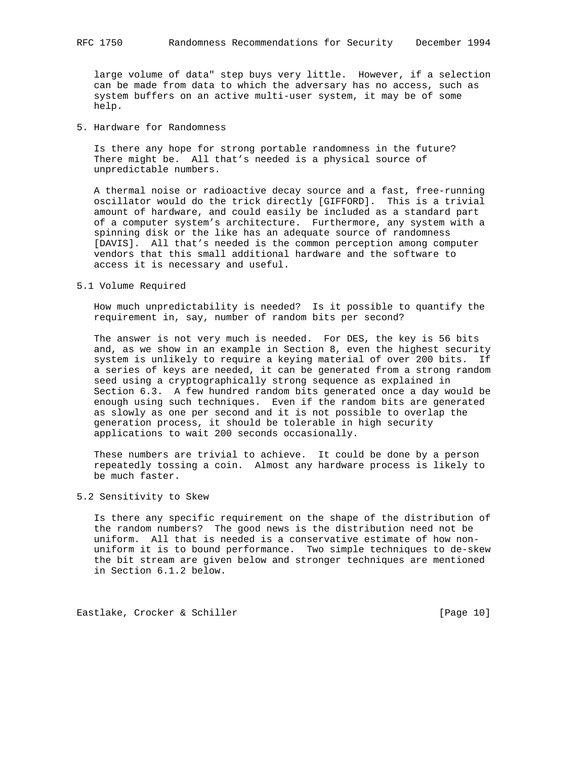large volume of data" step buys very little. However, if a selection can be made from data to which the adversary has no access, such as system buffers on an active multi-user system, it may be of some help.

## 5. Hardware for Randomness

Is there any hope for strong portable randomness in the future? There might be. All that's needed is a physical source of unpredictable numbers.

A thermal noise or radioactive decay source and a fast, free-running oscillator would do the trick directly [GIFFORD]. This is a trivial amount of hardware, and could easily be included as a standard part of a computer system's architecture. Furthermore, any system with a spinning disk or the like has an adequate source of randomness [DAVIS]. All that's needed is the common perception among computer vendors that this small additional hardware and the software to access it is necessary and useful.

### 5.1 Volume Required

How much unpredictability is needed? Is it possible to quantify the requirement in, say, number of random bits per second?

The answer is not very much is needed. For DES, the key is 56 bits and, as we show in an example in Section 8, even the highest security system is unlikely to require a keying material of over 200 bits. If a series of keys are needed, it can be generated from a strong random seed using a cryptographically strong sequence as explained in Section 6.3. A few hundred random bits generated once a day would be enough using such techniques. Even if the random bits are generated as slowly as one per second and it is not possible to overlap the generation process, it should be tolerable in high security applications to wait 200 seconds occasionally.

These numbers are trivial to achieve. It could be done by a person repeatedly tossing a coin. Almost any hardware process is likely to be much faster.

### 5.2 Sensitivity to Skew

Is there any specific requirement on the shape of the distribution of the random numbers? The good news is the distribution need not be uniform. All that is needed is a conservative estimate of how non-uniform it is to bound performance. Two simple techniques to de-skew the bit stream are given below and stronger techniques are mentioned in Section 6.1.2 below.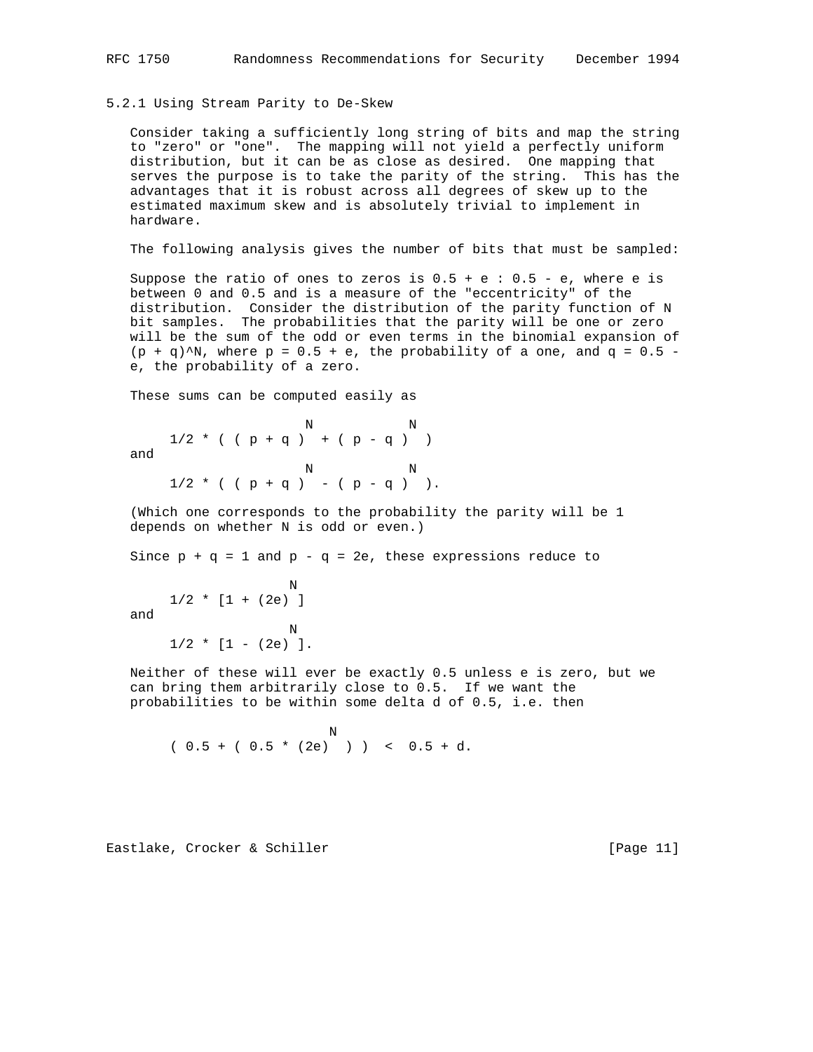### 5.2.1 Using Stream Parity to De-Skew

Consider taking a sufficiently long string of bits and map the string to "zero" or "one". The mapping will not yield a perfectly uniform distribution, but it can be as close as desired. One mapping that serves the purpose is to take the parity of the string. This has the advantages that it is robust across all degrees of skew up to the estimated maximum skew and is absolutely trivial to implement in hardware.

The following analysis gives the number of bits that must be sampled:

Suppose the ratio of ones to zeros is 0.5 + e : 0.5 - e, where e is between 0 and 0.5 and is a measure of the "eccentricity" of the distribution. Consider the distribution of the parity function of N bit samples. The probabilities that the parity will be one or zero will be the sum of the odd or even terms in the binomial expansion of $(p + q)^N$, where p = 0.5 + e, the probability of a one, and q = 0.5 - e, the probability of a zero.

These sums can be computed easily as

$$1/2 * ( ( p + q )^N + ( p - q )^N )$$

and

$$1/2 * ( ( p + q )^N - ( p - q )^N ).$$

(Which one corresponds to the probability the parity will be 1 depends on whether N is odd or even.)

Since p + q = 1 and p - q = 2e, these expressions reduce to

$$1/2 * [1 + (2e)^N ]$$

and

$$1/2 * [1 - (2e)^N ].$$

Neither of these will ever be exactly 0.5 unless e is zero, but we can bring them arbitrarily close to 0.5. If we want the probabilities to be within some delta d of 0.5, i.e. then

$$( 0.5 + ( 0.5 * (2e)^N ) ) < 0.5 + d.$$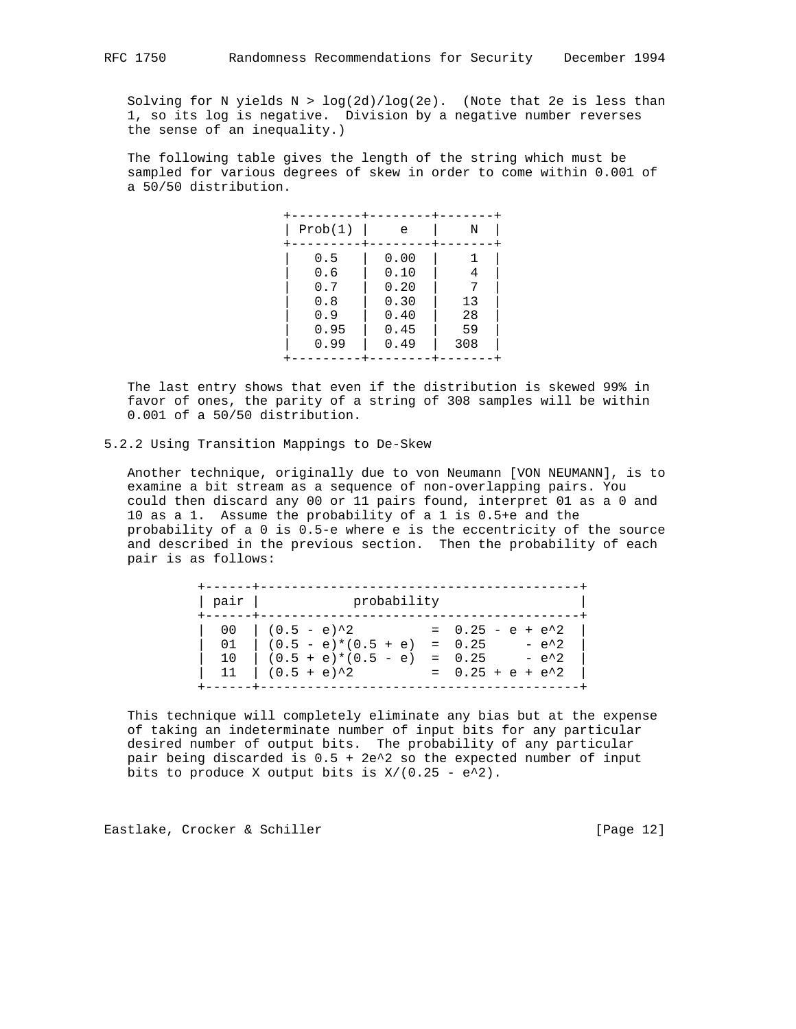Solving for N yields $N > \log(2d)/\log(2e)$. (Note that 2e is less than 1, so its log is negative. Division by a negative number reverses the sense of an inequality.)

The following table gives the length of the string which must be sampled for various degrees of skew in order to come within 0.001 of a 50/50 distribution.

| Prob(1) | e | N |
|---|---|---|
| 0.5 | 0.00 | 1 |
| 0.6 | 0.10 | 4 |
| 0.7 | 0.20 | 7 |
| 0.8 | 0.30 | 13 |
| 0.9 | 0.40 | 28 |
| 0.95 | 0.45 | 59 |
| 0.99 | 0.49 | 308 |

The last entry shows that even if the distribution is skewed 99% in favor of ones, the parity of a string of 308 samples will be within 0.001 of a 50/50 distribution.

### 5.2.2 Using Transition Mappings to De-Skew

Another technique, originally due to von Neumann [VON NEUMANN], is to examine a bit stream as a sequence of non-overlapping pairs. You could then discard any 00 or 11 pairs found, interpret 01 as a 0 and 10 as a 1. Assume the probability of a 1 is 0.5+e and the probability of a 0 is 0.5-e where e is the eccentricity of the source and described in the previous section. Then the probability of each pair is as follows:

| pair | probability |
|---|---|
| 00 | $(0.5 - e)^2 = 0.25 - e + e^2$ |
| 01 | $(0.5 - e)*(0.5 + e) = 0.25 - e^2$ |
| 10 | $(0.5 + e)*(0.5 - e) = 0.25 - e^2$ |
| 11 | $(0.5 + e)^2 = 0.25 + e + e^2$ |

This technique will completely eliminate any bias but at the expense of taking an indeterminate number of input bits for any particular desired number of output bits. The probability of any particular pair being discarded is $0.5 + 2e^2$ so the expected number of input bits to produce X output bits is $X/(0.25 - e^2)$.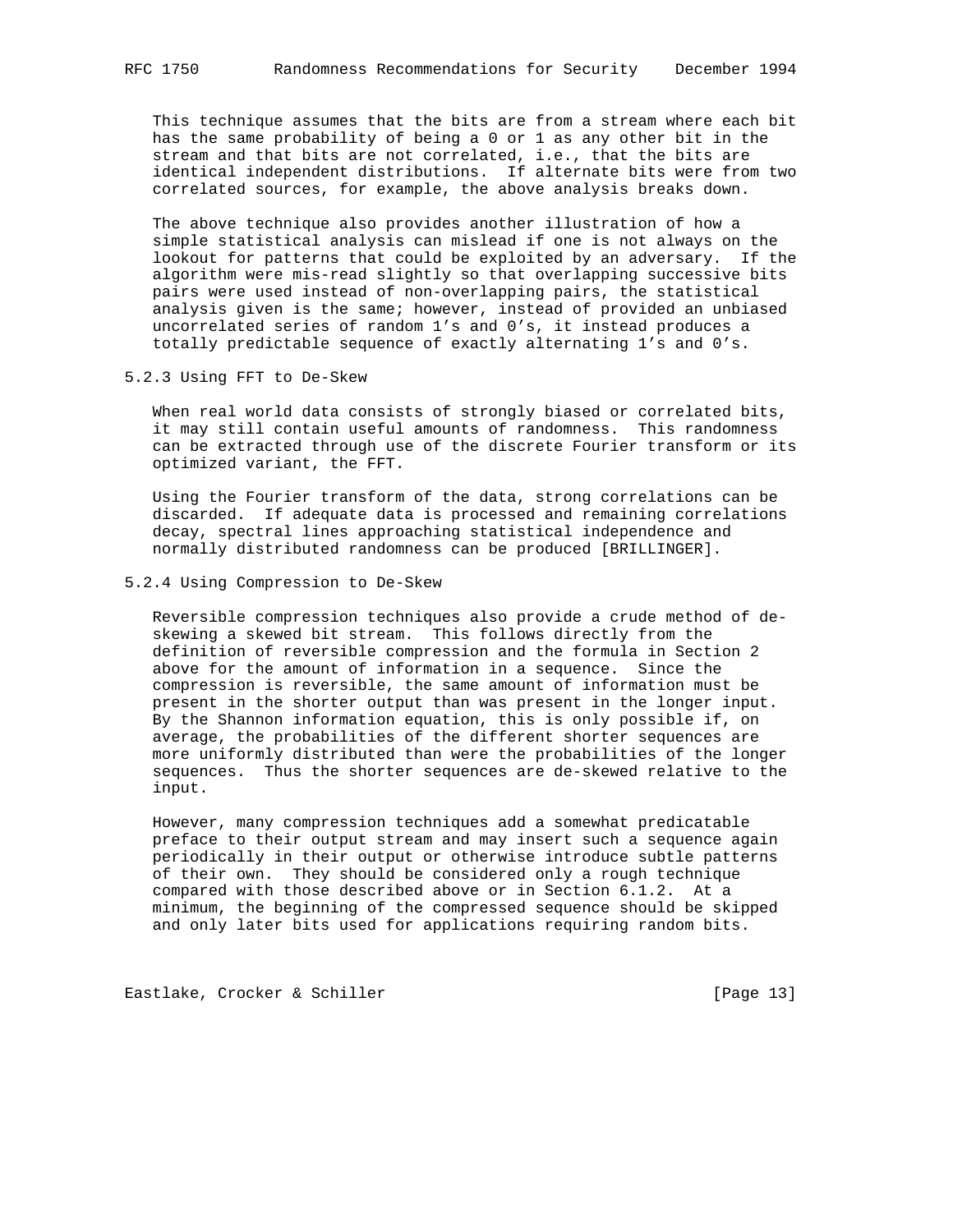This technique assumes that the bits are from a stream where each bit has the same probability of being a 0 or 1 as any other bit in the stream and that bits are not correlated, i.e., that the bits are identical independent distributions. If alternate bits were from two correlated sources, for example, the above analysis breaks down.

The above technique also provides another illustration of how a simple statistical analysis can mislead if one is not always on the lookout for patterns that could be exploited by an adversary. If the algorithm were mis-read slightly so that overlapping successive bits pairs were used instead of non-overlapping pairs, the statistical analysis given is the same; however, instead of provided an unbiased uncorrelated series of random 1's and 0's, it instead produces a totally predictable sequence of exactly alternating 1's and 0's.

### 5.2.3 Using FFT to De-Skew

When real world data consists of strongly biased or correlated bits, it may still contain useful amounts of randomness. This randomness can be extracted through use of the discrete Fourier transform or its optimized variant, the FFT.

Using the Fourier transform of the data, strong correlations can be discarded. If adequate data is processed and remaining correlations decay, spectral lines approaching statistical independence and normally distributed randomness can be produced [BRILLINGER].

### 5.2.4 Using Compression to De-Skew

Reversible compression techniques also provide a crude method of de-skewing a skewed bit stream. This follows directly from the definition of reversible compression and the formula in Section 2 above for the amount of information in a sequence. Since the compression is reversible, the same amount of information must be present in the shorter output than was present in the longer input. By the Shannon information equation, this is only possible if, on average, the probabilities of the different shorter sequences are more uniformly distributed than were the probabilities of the longer sequences. Thus the shorter sequences are de-skewed relative to the input.

However, many compression techniques add a somewhat predicatable preface to their output stream and may insert such a sequence again periodically in their output or otherwise introduce subtle patterns of their own. They should be considered only a rough technique compared with those described above or in Section 6.1.2. At a minimum, the beginning of the compressed sequence should be skipped and only later bits used for applications requiring random bits.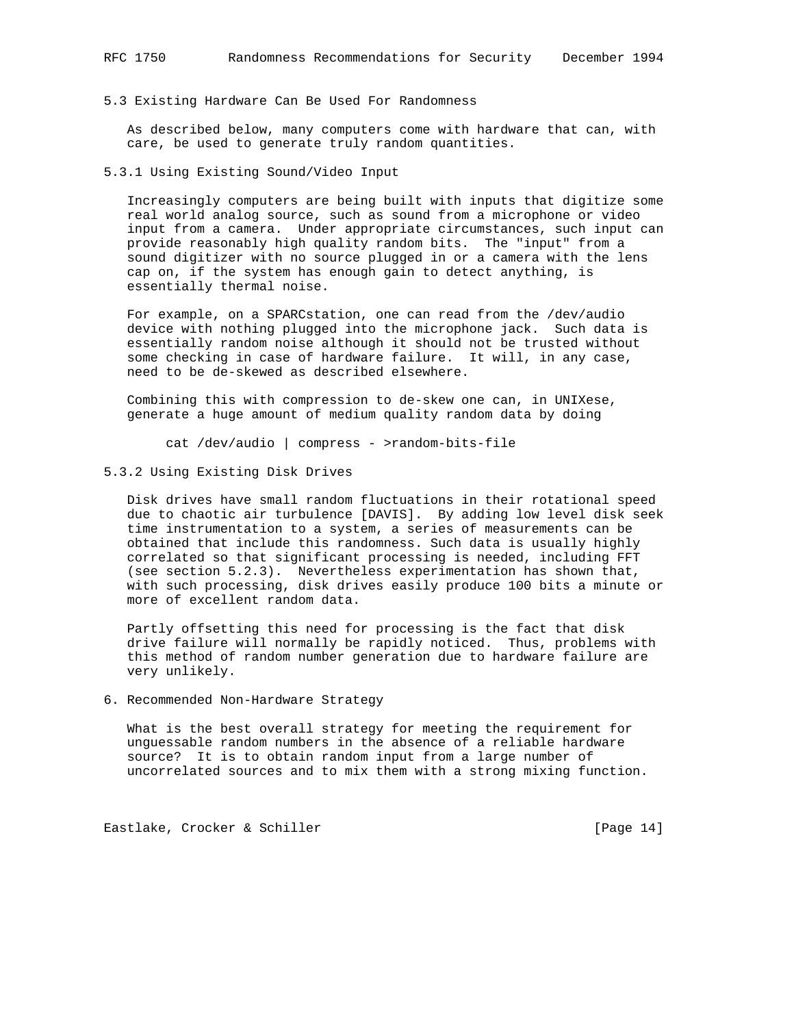### 5.3 Existing Hardware Can Be Used For Randomness

As described below, many computers come with hardware that can, with care, be used to generate truly random quantities.

#### 5.3.1 Using Existing Sound/Video Input

Increasingly computers are being built with inputs that digitize some real world analog source, such as sound from a microphone or video input from a camera. Under appropriate circumstances, such input can provide reasonably high quality random bits. The "input" from a sound digitizer with no source plugged in or a camera with the lens cap on, if the system has enough gain to detect anything, is essentially thermal noise.

For example, on a SPARCstation, one can read from the /dev/audio device with nothing plugged into the microphone jack. Such data is essentially random noise although it should not be trusted without some checking in case of hardware failure. It will, in any case, need to be de-skewed as described elsewhere.

Combining this with compression to de-skew one can, in UNIXese, generate a huge amount of medium quality random data by doing

```
cat /dev/audio | compress - >random-bits-file
```

#### 5.3.2 Using Existing Disk Drives

Disk drives have small random fluctuations in their rotational speed due to chaotic air turbulence [DAVIS]. By adding low level disk seek time instrumentation to a system, a series of measurements can be obtained that include this randomness. Such data is usually highly correlated so that significant processing is needed, including FFT (see section 5.2.3). Nevertheless experimentation has shown that, with such processing, disk drives easily produce 100 bits a minute or more of excellent random data.

Partly offsetting this need for processing is the fact that disk drive failure will normally be rapidly noticed. Thus, problems with this method of random number generation due to hardware failure are very unlikely.

## 6. Recommended Non-Hardware Strategy

What is the best overall strategy for meeting the requirement for unguessable random numbers in the absence of a reliable hardware source? It is to obtain random input from a large number of uncorrelated sources and to mix them with a strong mixing function.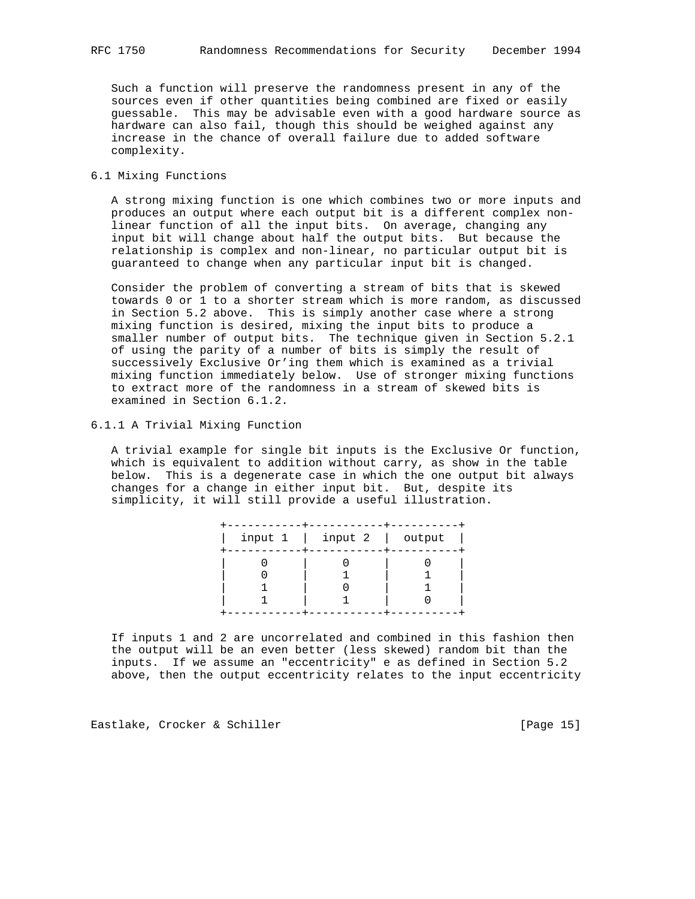Such a function will preserve the randomness present in any of the sources even if other quantities being combined are fixed or easily guessable. This may be advisable even with a good hardware source as hardware can also fail, though this should be weighed against any increase in the chance of overall failure due to added software complexity.

## 6.1 Mixing Functions

A strong mixing function is one which combines two or more inputs and produces an output where each output bit is a different complex non-linear function of all the input bits. On average, changing any input bit will change about half the output bits. But because the relationship is complex and non-linear, no particular output bit is guaranteed to change when any particular input bit is changed.

Consider the problem of converting a stream of bits that is skewed towards 0 or 1 to a shorter stream which is more random, as discussed in Section 5.2 above. This is simply another case where a strong mixing function is desired, mixing the input bits to produce a smaller number of output bits. The technique given in Section 5.2.1 of using the parity of a number of bits is simply the result of successively Exclusive Or'ing them which is examined as a trivial mixing function immediately below. Use of stronger mixing functions to extract more of the randomness in a stream of skewed bits is examined in Section 6.1.2.

### 6.1.1 A Trivial Mixing Function

A trivial example for single bit inputs is the Exclusive Or function, which is equivalent to addition without carry, as show in the table below. This is a degenerate case in which the one output bit always changes for a change in either input bit. But, despite its simplicity, it will still provide a useful illustration.

| input 1 | input 2 | output |
|---|---|---|
| 0 | 0 | 0 |
| 0 | 1 | 1 |
| 1 | 0 | 1 |
| 1 | 1 | 0 |

If inputs 1 and 2 are uncorrelated and combined in this fashion then the output will be an even better (less skewed) random bit than the inputs. If we assume an "eccentricity" e as defined in Section 5.2 above, then the output eccentricity relates to the input eccentricity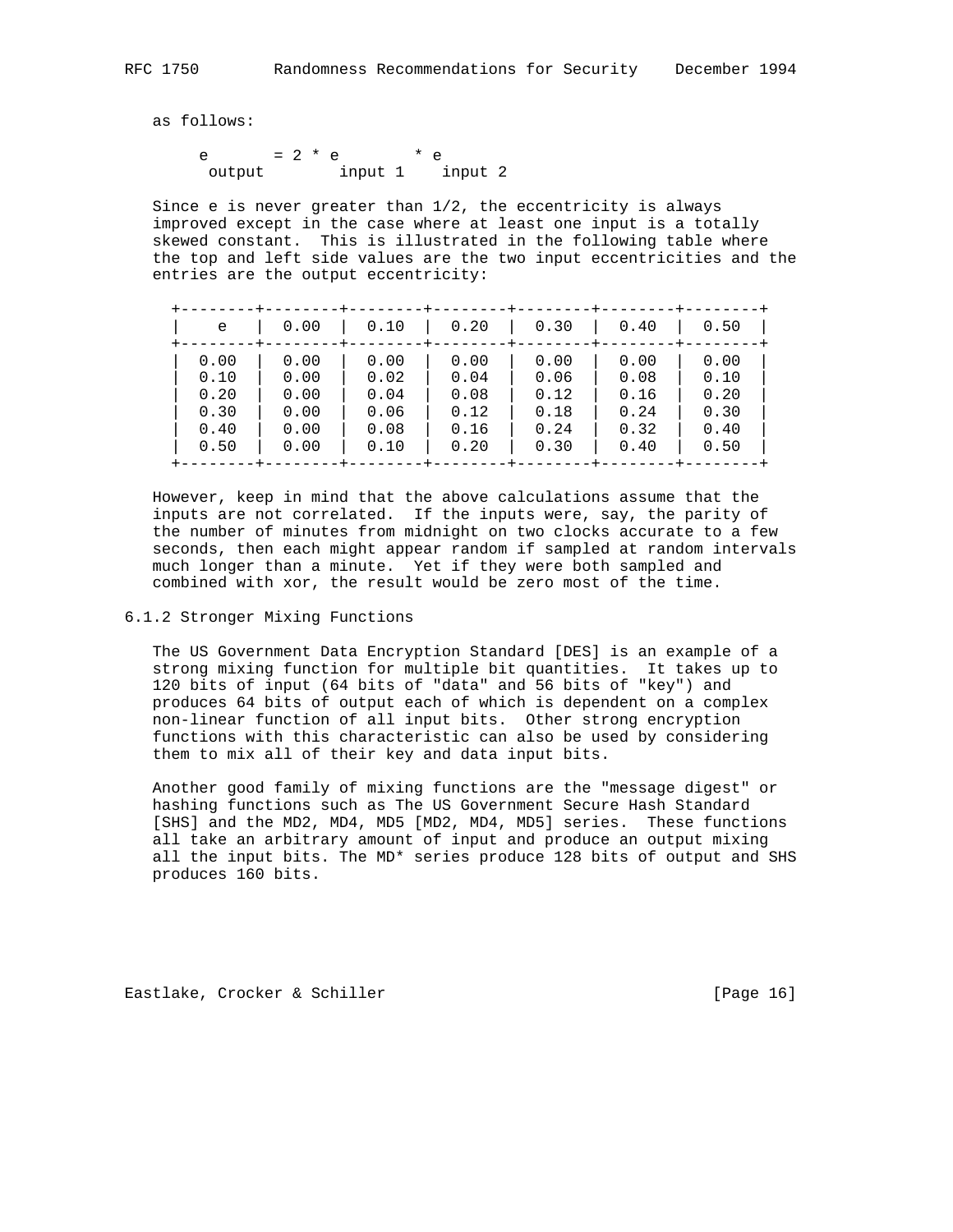as follows:

$$e_{output} = 2 * e_{input 1} * e_{input 2}$$

Since e is never greater than 1/2, the eccentricity is always improved except in the case where at least one input is a totally skewed constant. This is illustrated in the following table where the top and left side values are the two input eccentricities and the entries are the output eccentricity:

| e | 0.00 | 0.10 | 0.20 | 0.30 | 0.40 | 0.50 |
|---|---|---|---|---|---|---|
| 0.00 | 0.00 | 0.00 | 0.00 | 0.00 | 0.00 | 0.00 |
| 0.10 | 0.00 | 0.02 | 0.04 | 0.06 | 0.08 | 0.10 |
| 0.20 | 0.00 | 0.04 | 0.08 | 0.12 | 0.16 | 0.20 |
| 0.30 | 0.00 | 0.06 | 0.12 | 0.18 | 0.24 | 0.30 |
| 0.40 | 0.00 | 0.08 | 0.16 | 0.24 | 0.32 | 0.40 |
| 0.50 | 0.00 | 0.10 | 0.20 | 0.30 | 0.40 | 0.50 |

However, keep in mind that the above calculations assume that the inputs are not correlated. If the inputs were, say, the parity of the number of minutes from midnight on two clocks accurate to a few seconds, then each might appear random if sampled at random intervals much longer than a minute. Yet if they were both sampled and combined with xor, the result would be zero most of the time.

### 6.1.2 Stronger Mixing Functions

The US Government Data Encryption Standard [DES] is an example of a strong mixing function for multiple bit quantities. It takes up to 120 bits of input (64 bits of "data" and 56 bits of "key") and produces 64 bits of output each of which is dependent on a complex non-linear function of all input bits. Other strong encryption functions with this characteristic can also be used by considering them to mix all of their key and data input bits.

Another good family of mixing functions are the "message digest" or hashing functions such as The US Government Secure Hash Standard [SHS] and the MD2, MD4, MD5 [MD2, MD4, MD5] series. These functions all take an arbitrary amount of input and produce an output mixing all the input bits. The MD* series produce 128 bits of output and SHS produces 160 bits.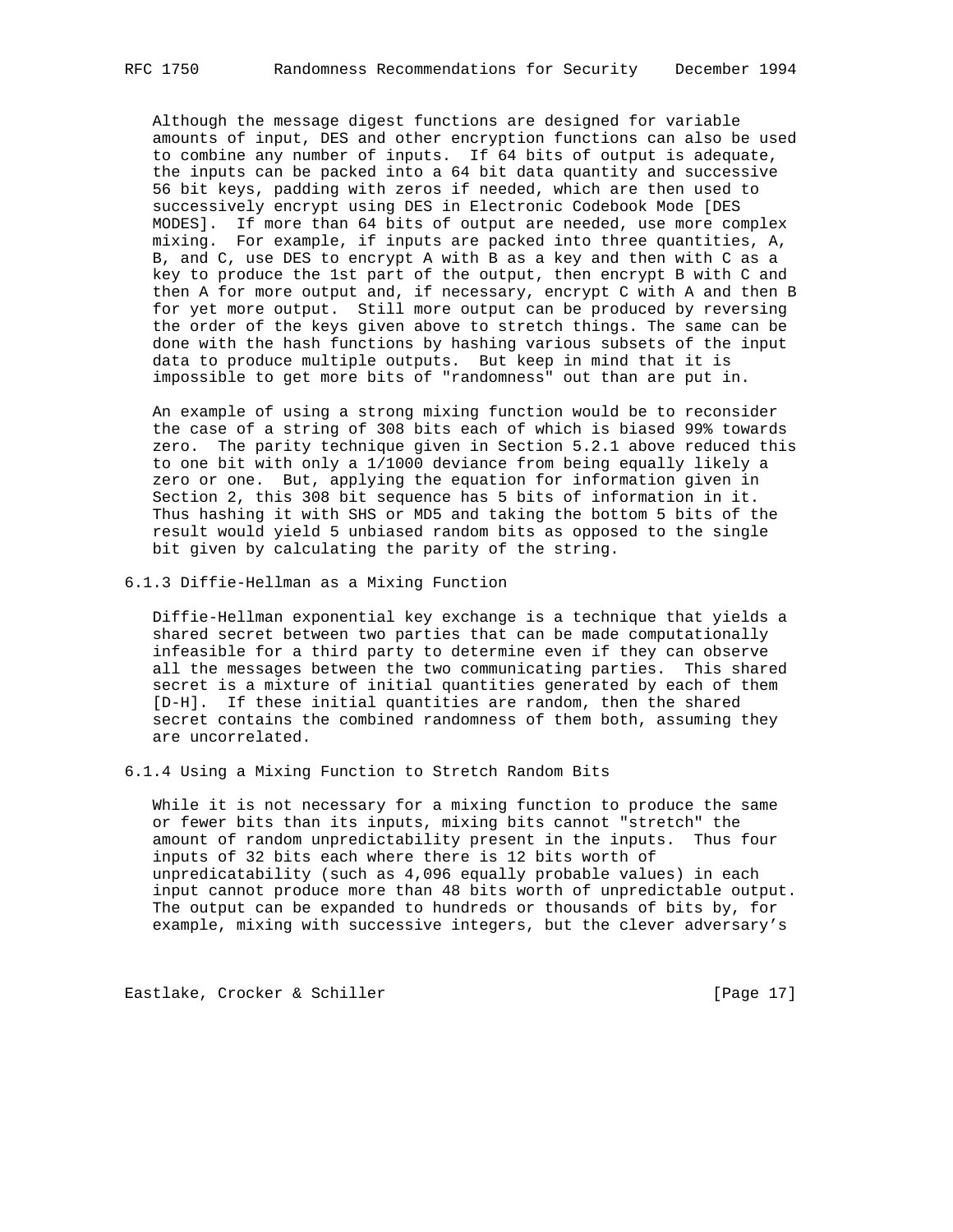Although the message digest functions are designed for variable amounts of input, DES and other encryption functions can also be used to combine any number of inputs. If 64 bits of output is adequate, the inputs can be packed into a 64 bit data quantity and successive 56 bit keys, padding with zeros if needed, which are then used to successively encrypt using DES in Electronic Codebook Mode [DES MODES]. If more than 64 bits of output are needed, use more complex mixing. For example, if inputs are packed into three quantities, A, B, and C, use DES to encrypt A with B as a key and then with C as a key to produce the 1st part of the output, then encrypt B with C and then A for more output and, if necessary, encrypt C with A and then B for yet more output. Still more output can be produced by reversing the order of the keys given above to stretch things. The same can be done with the hash functions by hashing various subsets of the input data to produce multiple outputs. But keep in mind that it is impossible to get more bits of "randomness" out than are put in.

An example of using a strong mixing function would be to reconsider the case of a string of 308 bits each of which is biased 99% towards zero. The parity technique given in Section 5.2.1 above reduced this to one bit with only a 1/1000 deviance from being equally likely a zero or one. But, applying the equation for information given in Section 2, this 308 bit sequence has 5 bits of information in it. Thus hashing it with SHS or MD5 and taking the bottom 5 bits of the result would yield 5 unbiased random bits as opposed to the single bit given by calculating the parity of the string.

### 6.1.3 Diffie-Hellman as a Mixing Function

Diffie-Hellman exponential key exchange is a technique that yields a shared secret between two parties that can be made computationally infeasible for a third party to determine even if they can observe all the messages between the two communicating parties. This shared secret is a mixture of initial quantities generated by each of them [D-H]. If these initial quantities are random, then the shared secret contains the combined randomness of them both, assuming they are uncorrelated.

### 6.1.4 Using a Mixing Function to Stretch Random Bits

While it is not necessary for a mixing function to produce the same or fewer bits than its inputs, mixing bits cannot "stretch" the amount of random unpredictability present in the inputs. Thus four inputs of 32 bits each where there is 12 bits worth of unpredicatability (such as 4,096 equally probable values) in each input cannot produce more than 48 bits worth of unpredictable output. The output can be expanded to hundreds or thousands of bits by, for example, mixing with successive integers, but the clever adversary's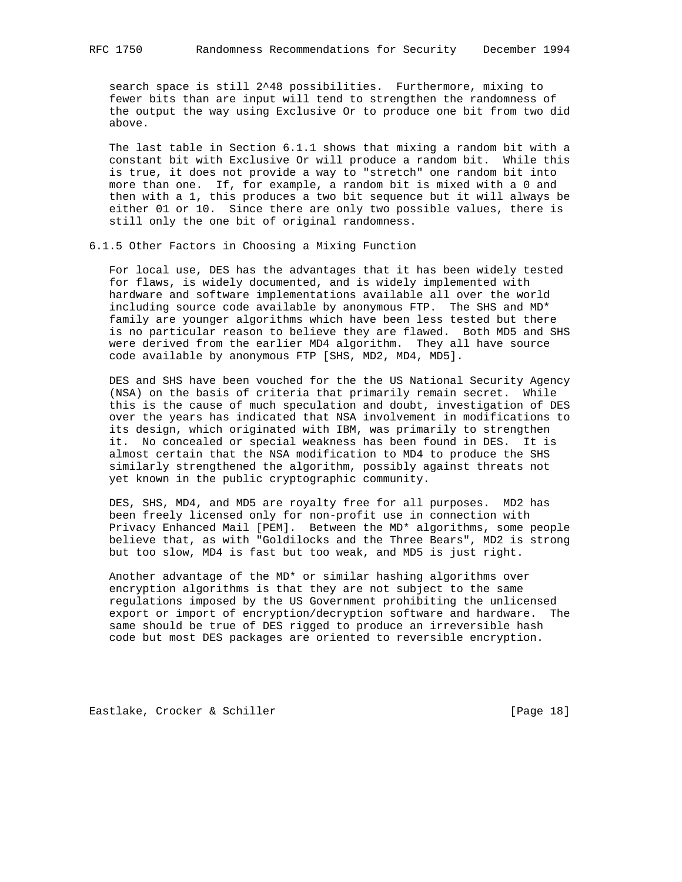search space is still $2^{48}$ possibilities. Furthermore, mixing to fewer bits than are input will tend to strengthen the randomness of the output the way using Exclusive Or to produce one bit from two did above.

The last table in Section 6.1.1 shows that mixing a random bit with a constant bit with Exclusive Or will produce a random bit. While this is true, it does not provide a way to "stretch" one random bit into more than one. If, for example, a random bit is mixed with a 0 and then with a 1, this produces a two bit sequence but it will always be either 01 or 10. Since there are only two possible values, there is still only the one bit of original randomness.

### 6.1.5 Other Factors in Choosing a Mixing Function

For local use, DES has the advantages that it has been widely tested for flaws, is widely documented, and is widely implemented with hardware and software implementations available all over the world including source code available by anonymous FTP. The SHS and MD* family are younger algorithms which have been less tested but there is no particular reason to believe they are flawed. Both MD5 and SHS were derived from the earlier MD4 algorithm. They all have source code available by anonymous FTP [SHS, MD2, MD4, MD5].

DES and SHS have been vouched for the the US National Security Agency (NSA) on the basis of criteria that primarily remain secret. While this is the cause of much speculation and doubt, investigation of DES over the years has indicated that NSA involvement in modifications to its design, which originated with IBM, was primarily to strengthen it. No concealed or special weakness has been found in DES. It is almost certain that the NSA modification to MD4 to produce the SHS similarly strengthened the algorithm, possibly against threats not yet known in the public cryptographic community.

DES, SHS, MD4, and MD5 are royalty free for all purposes. MD2 has been freely licensed only for non-profit use in connection with Privacy Enhanced Mail [PEM]. Between the MD* algorithms, some people believe that, as with "Goldilocks and the Three Bears", MD2 is strong but too slow, MD4 is fast but too weak, and MD5 is just right.

Another advantage of the MD* or similar hashing algorithms over encryption algorithms is that they are not subject to the same regulations imposed by the US Government prohibiting the unlicensed export or import of encryption/decryption software and hardware. The same should be true of DES rigged to produce an irreversible hash code but most DES packages are oriented to reversible encryption.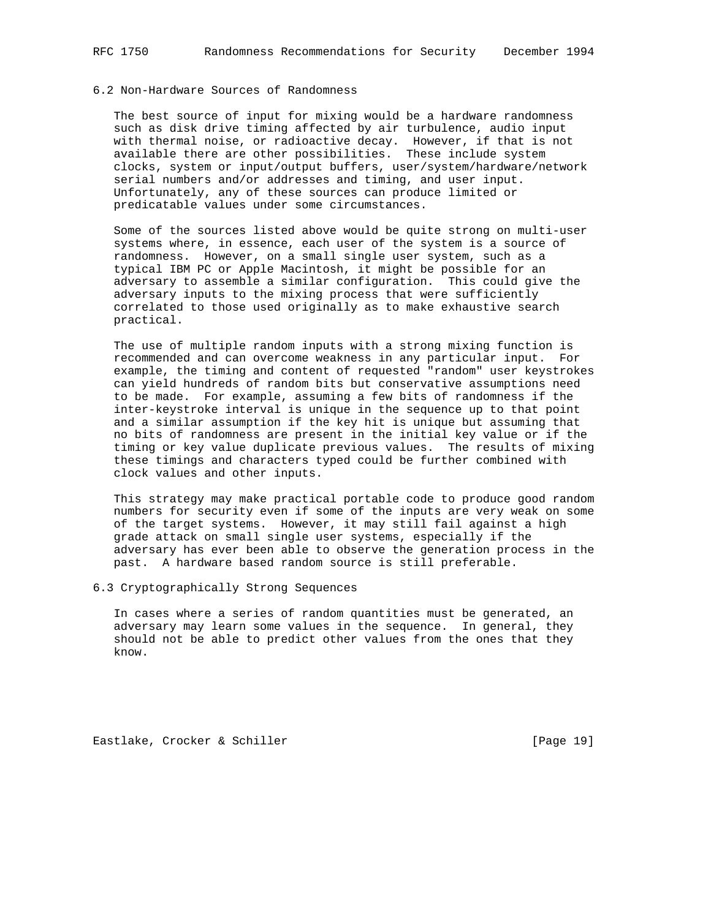### 6.2 Non-Hardware Sources of Randomness

The best source of input for mixing would be a hardware randomness such as disk drive timing affected by air turbulence, audio input with thermal noise, or radioactive decay. However, if that is not available there are other possibilities. These include system clocks, system or input/output buffers, user/system/hardware/network serial numbers and/or addresses and timing, and user input. Unfortunately, any of these sources can produce limited or predicatable values under some circumstances.

Some of the sources listed above would be quite strong on multi-user systems where, in essence, each user of the system is a source of randomness. However, on a small single user system, such as a typical IBM PC or Apple Macintosh, it might be possible for an adversary to assemble a similar configuration. This could give the adversary inputs to the mixing process that were sufficiently correlated to those used originally as to make exhaustive search practical.

The use of multiple random inputs with a strong mixing function is recommended and can overcome weakness in any particular input. For example, the timing and content of requested "random" user keystrokes can yield hundreds of random bits but conservative assumptions need to be made. For example, assuming a few bits of randomness if the inter-keystroke interval is unique in the sequence up to that point and a similar assumption if the key hit is unique but assuming that no bits of randomness are present in the initial key value or if the timing or key value duplicate previous values. The results of mixing these timings and characters typed could be further combined with clock values and other inputs.

This strategy may make practical portable code to produce good random numbers for security even if some of the inputs are very weak on some of the target systems. However, it may still fail against a high grade attack on small single user systems, especially if the adversary has ever been able to observe the generation process in the past. A hardware based random source is still preferable.

### 6.3 Cryptographically Strong Sequences

In cases where a series of random quantities must be generated, an adversary may learn some values in the sequence. In general, they should not be able to predict other values from the ones that they know.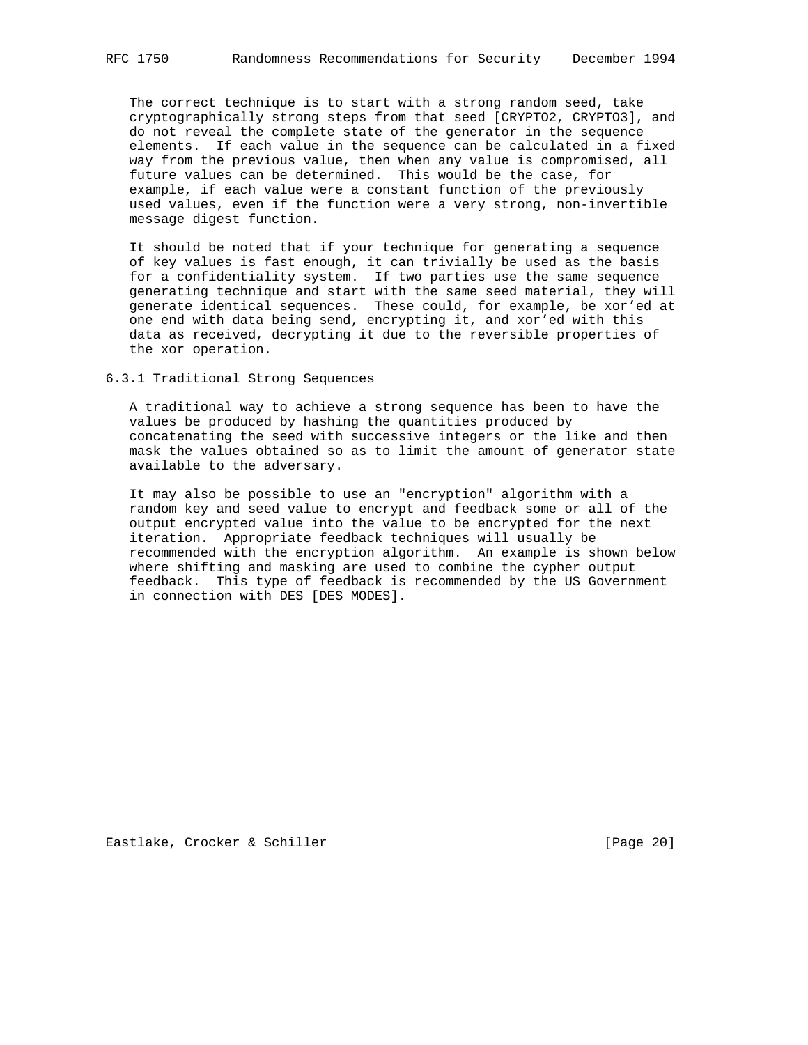The correct technique is to start with a strong random seed, take cryptographically strong steps from that seed [CRYPTO2, CRYPTO3], and do not reveal the complete state of the generator in the sequence elements. If each value in the sequence can be calculated in a fixed way from the previous value, then when any value is compromised, all future values can be determined. This would be the case, for example, if each value were a constant function of the previously used values, even if the function were a very strong, non-invertible message digest function.

It should be noted that if your technique for generating a sequence of key values is fast enough, it can trivially be used as the basis for a confidentiality system. If two parties use the same sequence generating technique and start with the same seed material, they will generate identical sequences. These could, for example, be xor'ed at one end with data being send, encrypting it, and xor'ed with this data as received, decrypting it due to the reversible properties of the xor operation.

### 6.3.1 Traditional Strong Sequences

A traditional way to achieve a strong sequence has been to have the values be produced by hashing the quantities produced by concatenating the seed with successive integers or the like and then mask the values obtained so as to limit the amount of generator state available to the adversary.

It may also be possible to use an "encryption" algorithm with a random key and seed value to encrypt and feedback some or all of the output encrypted value into the value to be encrypted for the next iteration. Appropriate feedback techniques will usually be recommended with the encryption algorithm. An example is shown below where shifting and masking are used to combine the cypher output feedback. This type of feedback is recommended by the US Government in connection with DES [DES MODES].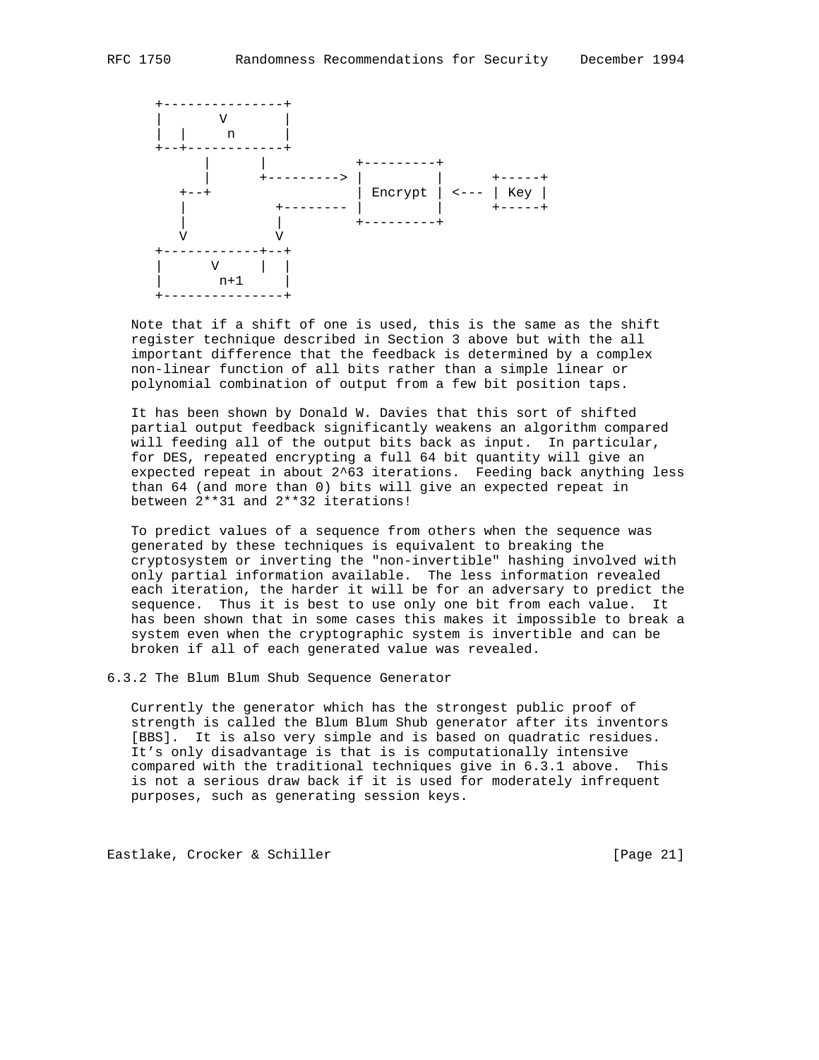```
      +---------------+
      |       V       |
      |  |     n      |
      +--+------------+
            |      |           +---------+
            |      +---------> |         |      +-----+
         +--+                  | Encrypt | <--- | Key |
         |           +-------- |         |      +-----+
         |           |         +---------+
         V           V
      +------------+--+
      |      V     |  |
      |       n+1     |
      +---------------+
```

Note that if a shift of one is used, this is the same as the shift register technique described in Section 3 above but with the all important difference that the feedback is determined by a complex non-linear function of all bits rather than a simple linear or polynomial combination of output from a few bit position taps.

It has been shown by Donald W. Davies that this sort of shifted partial output feedback significantly weakens an algorithm compared will feeding all of the output bits back as input. In particular, for DES, repeated encrypting a full 64 bit quantity will give an expected repeat in about 2^63 iterations. Feeding back anything less than 64 (and more than 0) bits will give an expected repeat in between 2**31 and 2**32 iterations!

To predict values of a sequence from others when the sequence was generated by these techniques is equivalent to breaking the cryptosystem or inverting the "non-invertible" hashing involved with only partial information available. The less information revealed each iteration, the harder it will be for an adversary to predict the sequence. Thus it is best to use only one bit from each value. It has been shown that in some cases this makes it impossible to break a system even when the cryptographic system is invertible and can be broken if all of each generated value was revealed.

### 6.3.2 The Blum Blum Shub Sequence Generator

Currently the generator which has the strongest public proof of strength is called the Blum Blum Shub generator after its inventors [BBS]. It is also very simple and is based on quadratic residues. It's only disadvantage is that is is computationally intensive compared with the traditional techniques give in 6.3.1 above. This is not a serious draw back if it is used for moderately infrequent purposes, such as generating session keys.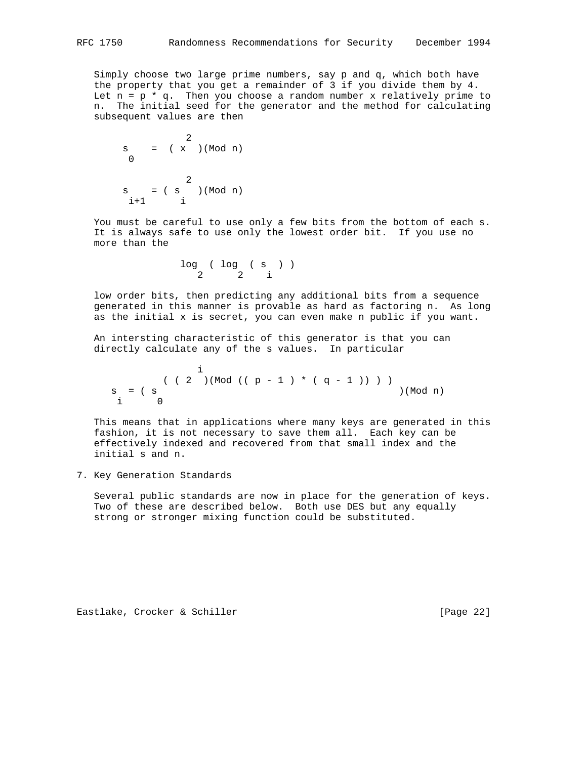Simply choose two large prime numbers, say p and q, which both have the property that you get a remainder of 3 if you divide them by 4. Let n = p * q. Then you choose a random number x relatively prime to n. The initial seed for the generator and the method for calculating subsequent values are then

$$s_0 = ( x^2 )(\text{Mod } n)$$

$$s_{i+1} = ( s_i^2 )(\text{Mod } n)$$

You must be careful to use only a few bits from the bottom of each s. It is always safe to use only the lowest order bit. If you use no more than the

$$\log_2 ( \log_2 ( s_i ) )$$

low order bits, then predicting any additional bits from a sequence generated in this manner is provable as hard as factoring n. As long as the initial x is secret, you can even make n public if you want.

An intersting characteristic of this generator is that you can directly calculate any of the s values. In particular

$$s_i = ( s_0^{( ( 2^i )(\text{Mod } (( p - 1 ) * ( q - 1 )) ) )} )(\text{Mod } n)$$

This means that in applications where many keys are generated in this fashion, it is not necessary to save them all. Each key can be effectively indexed and recovered from that small index and the initial s and n.

## 7. Key Generation Standards

Several public standards are now in place for the generation of keys. Two of these are described below. Both use DES but any equally strong or stronger mixing function could be substituted.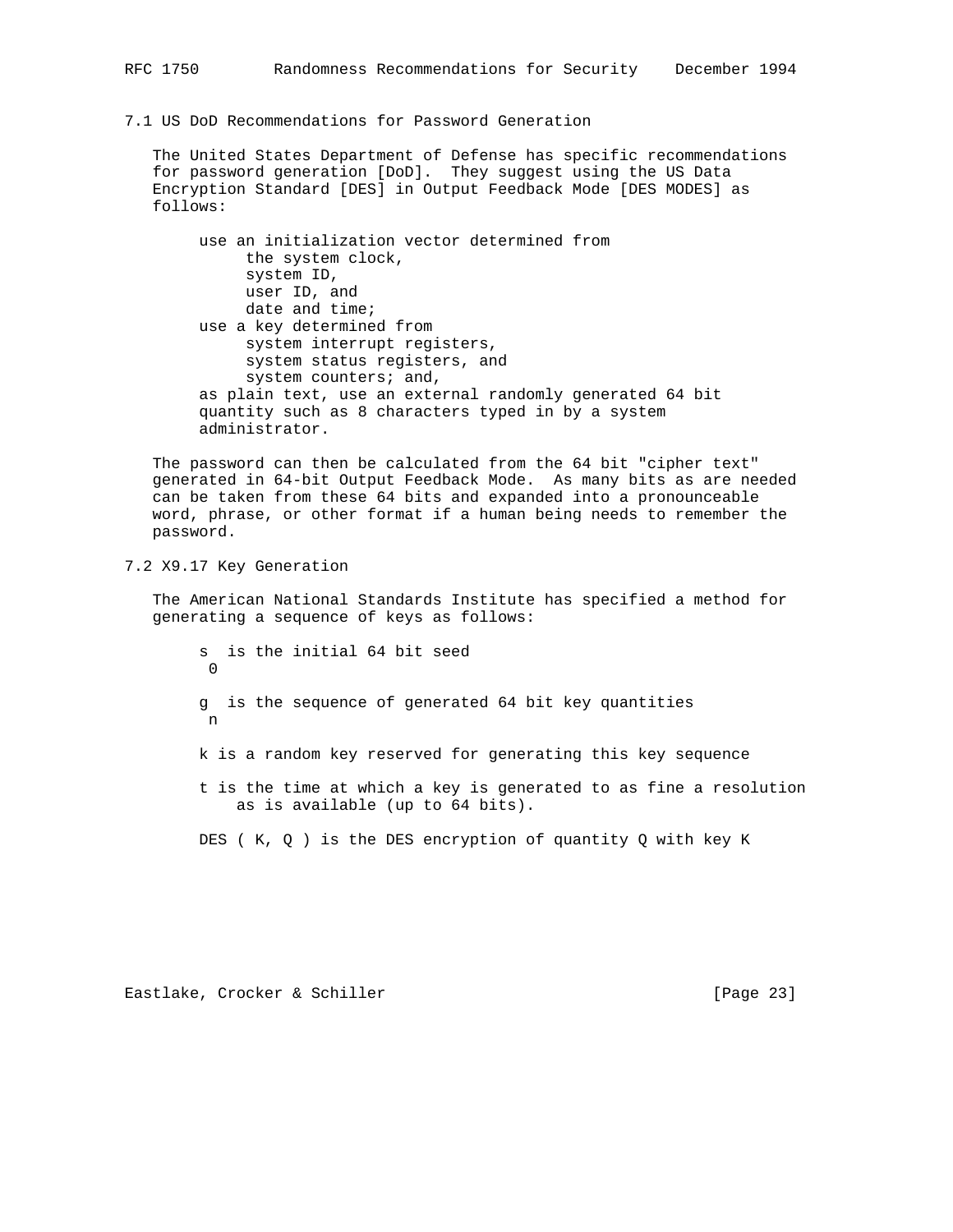## 7.1 US DoD Recommendations for Password Generation

The United States Department of Defense has specific recommendations for password generation [DoD]. They suggest using the US Data Encryption Standard [DES] in Output Feedback Mode [DES MODES] as follows:

```
use an initialization vector determined from
     the system clock,
     system ID,
     user ID, and
     date and time;
use a key determined from
     system interrupt registers,
     system status registers, and
     system counters; and,
as plain text, use an external randomly generated 64 bit
quantity such as 8 characters typed in by a system
administrator.
```

The password can then be calculated from the 64 bit "cipher text" generated in 64-bit Output Feedback Mode. As many bits as are needed can be taken from these 64 bits and expanded into a pronounceable word, phrase, or other format if a human being needs to remember the password.

## 7.2 X9.17 Key Generation

The American National Standards Institute has specified a method for generating a sequence of keys as follows:

$s_0$ is the initial 64 bit seed

$g_n$ is the sequence of generated 64 bit key quantities

k is a random key reserved for generating this key sequence

t is the time at which a key is generated to as fine a resolution as is available (up to 64 bits).

DES ( K, Q ) is the DES encryption of quantity Q with key K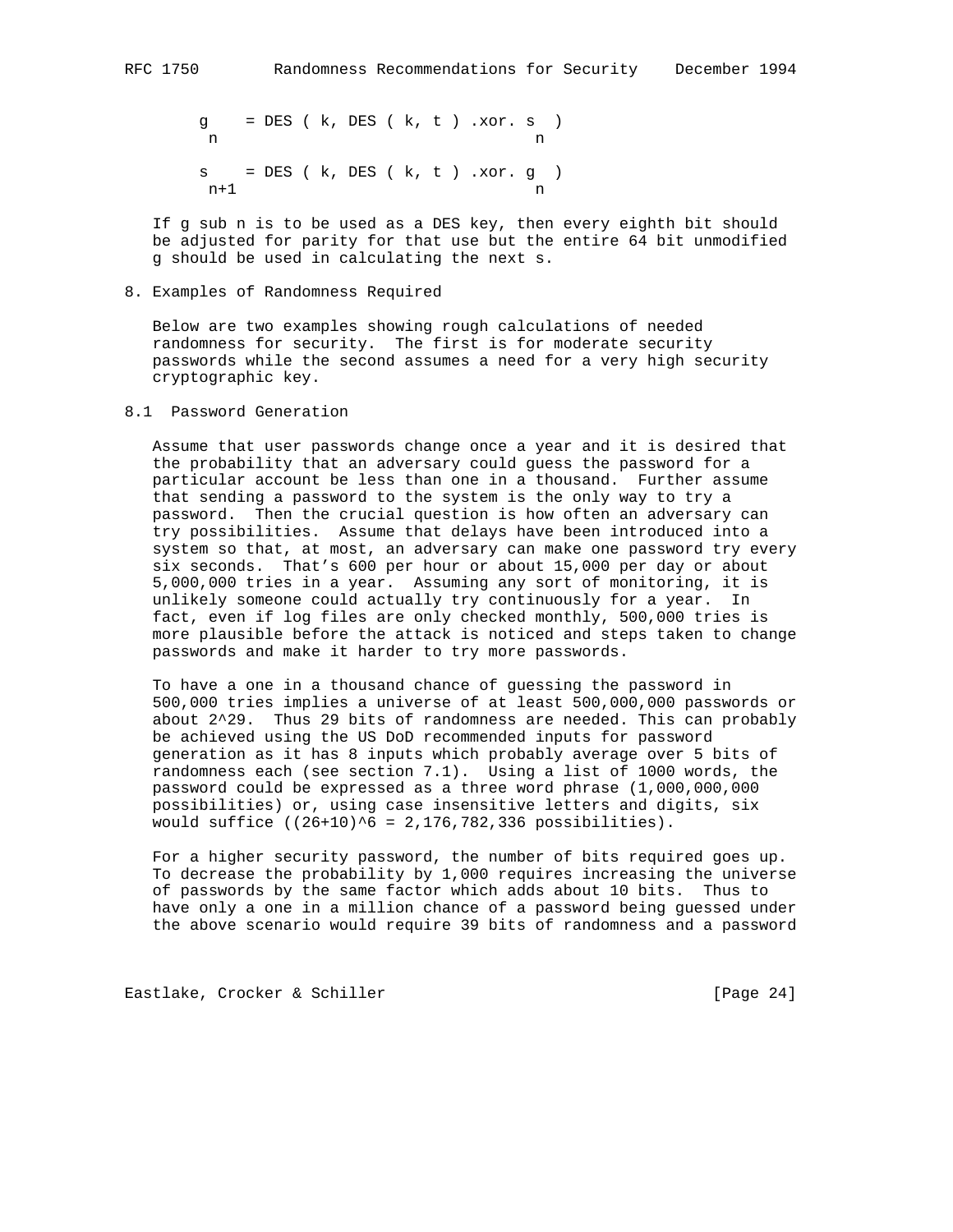$$g_n = DES ( k, DES ( k, t ) .xor. s_n )$$

$$s_{n+1} = DES ( k, DES ( k, t ) .xor. g_n )$$

If g sub n is to be used as a DES key, then every eighth bit should be adjusted for parity for that use but the entire 64 bit unmodified g should be used in calculating the next s.

## 8. Examples of Randomness Required

Below are two examples showing rough calculations of needed randomness for security. The first is for moderate security passwords while the second assumes a need for a very high security cryptographic key.

### 8.1 Password Generation

Assume that user passwords change once a year and it is desired that the probability that an adversary could guess the password for a particular account be less than one in a thousand. Further assume that sending a password to the system is the only way to try a password. Then the crucial question is how often an adversary can try possibilities. Assume that delays have been introduced into a system so that, at most, an adversary can make one password try every six seconds. That's 600 per hour or about 15,000 per day or about 5,000,000 tries in a year. Assuming any sort of monitoring, it is unlikely someone could actually try continuously for a year. In fact, even if log files are only checked monthly, 500,000 tries is more plausible before the attack is noticed and steps taken to change passwords and make it harder to try more passwords.

To have a one in a thousand chance of guessing the password in 500,000 tries implies a universe of at least 500,000,000 passwords or about $2^{29}$. Thus 29 bits of randomness are needed. This can probably be achieved using the US DoD recommended inputs for password generation as it has 8 inputs which probably average over 5 bits of randomness each (see section 7.1). Using a list of 1000 words, the password could be expressed as a three word phrase (1,000,000,000 possibilities) or, using case insensitive letters and digits, six would suffice ($(26+10)^6$ = 2,176,782,336 possibilities).

For a higher security password, the number of bits required goes up. To decrease the probability by 1,000 requires increasing the universe of passwords by the same factor which adds about 10 bits. Thus to have only a one in a million chance of a password being guessed under the above scenario would require 39 bits of randomness and a password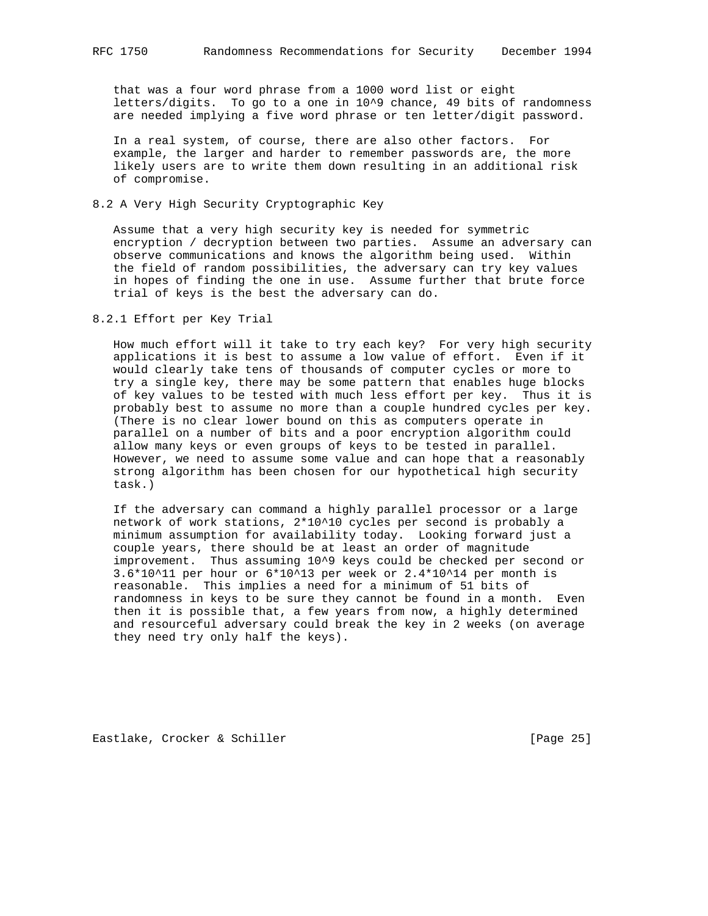that was a four word phrase from a 1000 word list or eight letters/digits. To go to a one in $10^9$ chance, 49 bits of randomness are needed implying a five word phrase or ten letter/digit password.

In a real system, of course, there are also other factors. For example, the larger and harder to remember passwords are, the more likely users are to write them down resulting in an additional risk of compromise.

## 8.2 A Very High Security Cryptographic Key

Assume that a very high security key is needed for symmetric encryption / decryption between two parties. Assume an adversary can observe communications and knows the algorithm being used. Within the field of random possibilities, the adversary can try key values in hopes of finding the one in use. Assume further that brute force trial of keys is the best the adversary can do.

### 8.2.1 Effort per Key Trial

How much effort will it take to try each key? For very high security applications it is best to assume a low value of effort. Even if it would clearly take tens of thousands of computer cycles or more to try a single key, there may be some pattern that enables huge blocks of key values to be tested with much less effort per key. Thus it is probably best to assume no more than a couple hundred cycles per key. (There is no clear lower bound on this as computers operate in parallel on a number of bits and a poor encryption algorithm could allow many keys or even groups of keys to be tested in parallel. However, we need to assume some value and can hope that a reasonably strong algorithm has been chosen for our hypothetical high security task.)

If the adversary can command a highly parallel processor or a large network of work stations, $2 \times 10^{10}$ cycles per second is probably a minimum assumption for availability today. Looking forward just a couple years, there should be at least an order of magnitude improvement. Thus assuming $10^9$ keys could be checked per second or $3.6 \times 10^{11}$ per hour or $6 \times 10^{13}$ per week or $2.4 \times 10^{14}$ per month is reasonable. This implies a need for a minimum of 51 bits of randomness in keys to be sure they cannot be found in a month. Even then it is possible that, a few years from now, a highly determined and resourceful adversary could break the key in 2 weeks (on average they need try only half the keys).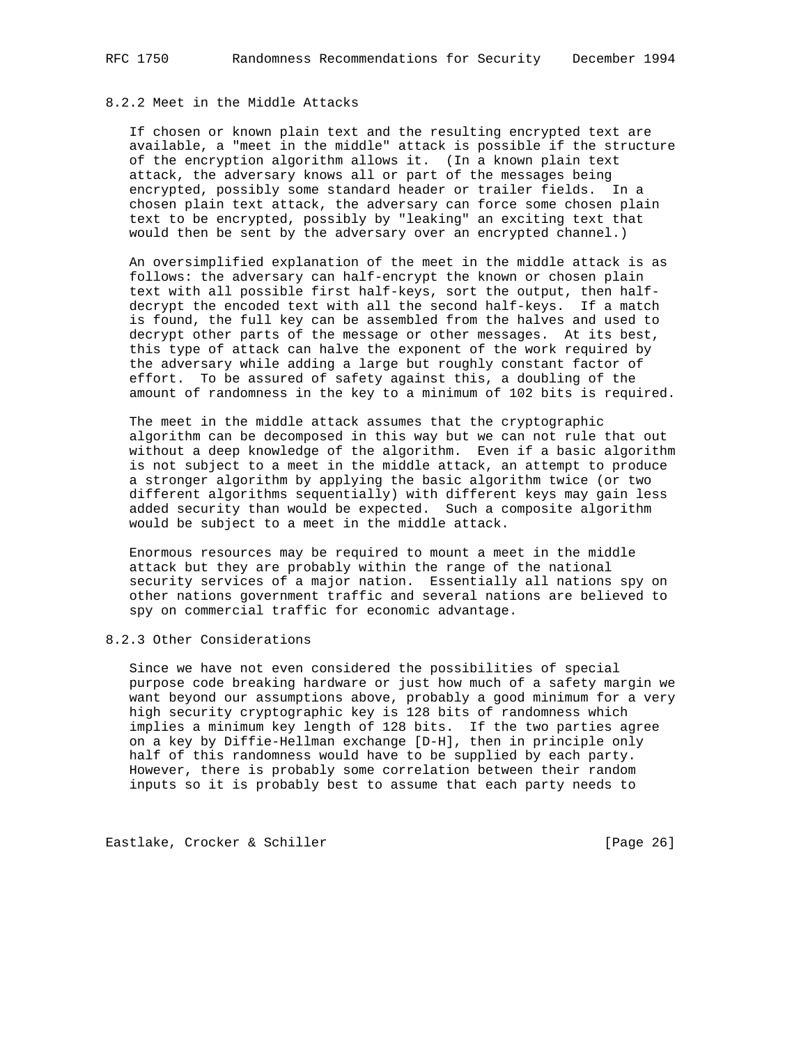### 8.2.2 Meet in the Middle Attacks

If chosen or known plain text and the resulting encrypted text are available, a "meet in the middle" attack is possible if the structure of the encryption algorithm allows it. (In a known plain text attack, the adversary knows all or part of the messages being encrypted, possibly some standard header or trailer fields. In a chosen plain text attack, the adversary can force some chosen plain text to be encrypted, possibly by "leaking" an exciting text that would then be sent by the adversary over an encrypted channel.)

An oversimplified explanation of the meet in the middle attack is as follows: the adversary can half-encrypt the known or chosen plain text with all possible first half-keys, sort the output, then half-decrypt the encoded text with all the second half-keys. If a match is found, the full key can be assembled from the halves and used to decrypt other parts of the message or other messages. At its best, this type of attack can halve the exponent of the work required by the adversary while adding a large but roughly constant factor of effort. To be assured of safety against this, a doubling of the amount of randomness in the key to a minimum of 102 bits is required.

The meet in the middle attack assumes that the cryptographic algorithm can be decomposed in this way but we can not rule that out without a deep knowledge of the algorithm. Even if a basic algorithm is not subject to a meet in the middle attack, an attempt to produce a stronger algorithm by applying the basic algorithm twice (or two different algorithms sequentially) with different keys may gain less added security than would be expected. Such a composite algorithm would be subject to a meet in the middle attack.

Enormous resources may be required to mount a meet in the middle attack but they are probably within the range of the national security services of a major nation. Essentially all nations spy on other nations government traffic and several nations are believed to spy on commercial traffic for economic advantage.

### 8.2.3 Other Considerations

Since we have not even considered the possibilities of special purpose code breaking hardware or just how much of a safety margin we want beyond our assumptions above, probably a good minimum for a very high security cryptographic key is 128 bits of randomness which implies a minimum key length of 128 bits. If the two parties agree on a key by Diffie-Hellman exchange [D-H], then in principle only half of this randomness would have to be supplied by each party. However, there is probably some correlation between their random inputs so it is probably best to assume that each party needs to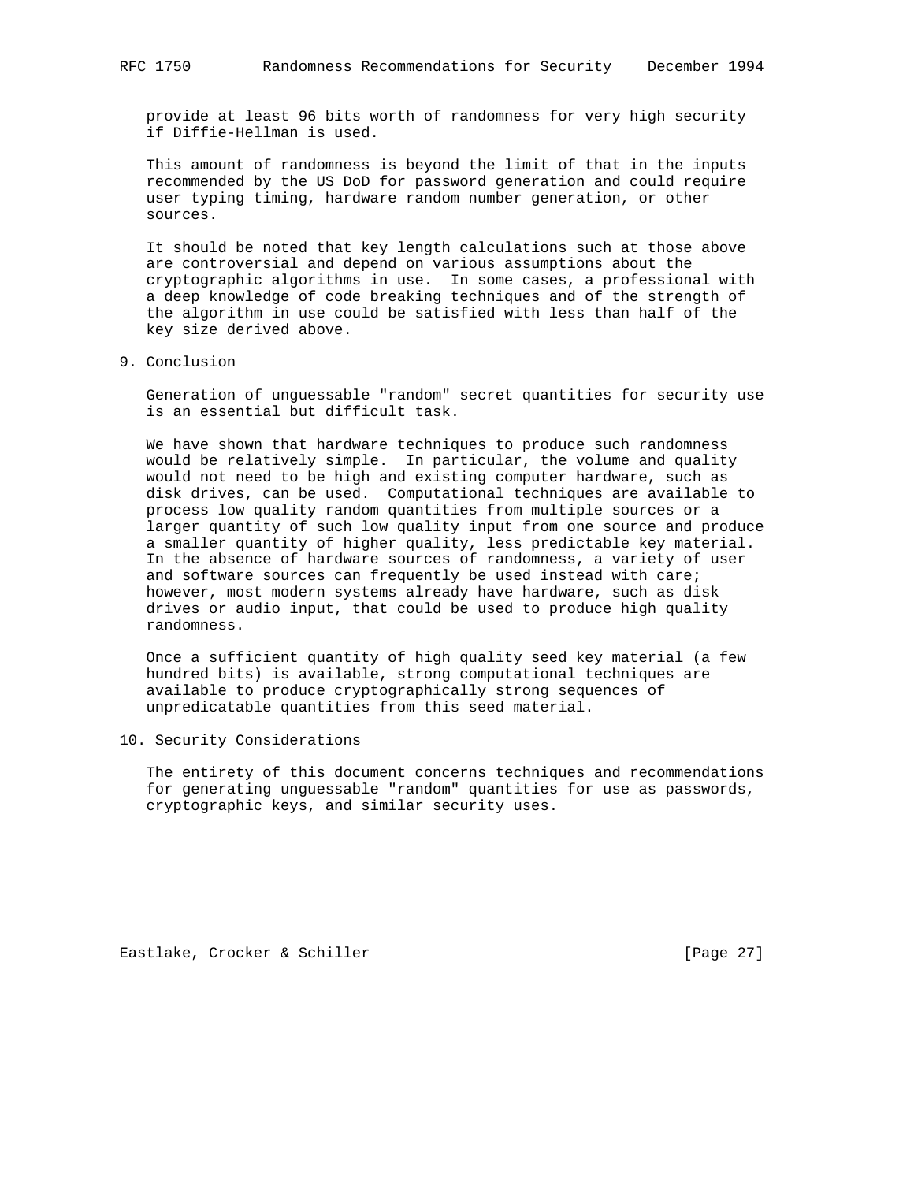provide at least 96 bits worth of randomness for very high security if Diffie-Hellman is used.

This amount of randomness is beyond the limit of that in the inputs recommended by the US DoD for password generation and could require user typing timing, hardware random number generation, or other sources.

It should be noted that key length calculations such at those above are controversial and depend on various assumptions about the cryptographic algorithms in use. In some cases, a professional with a deep knowledge of code breaking techniques and of the strength of the algorithm in use could be satisfied with less than half of the key size derived above.

## 9. Conclusion

Generation of unguessable "random" secret quantities for security use is an essential but difficult task.

We have shown that hardware techniques to produce such randomness would be relatively simple. In particular, the volume and quality would not need to be high and existing computer hardware, such as disk drives, can be used. Computational techniques are available to process low quality random quantities from multiple sources or a larger quantity of such low quality input from one source and produce a smaller quantity of higher quality, less predictable key material. In the absence of hardware sources of randomness, a variety of user and software sources can frequently be used instead with care; however, most modern systems already have hardware, such as disk drives or audio input, that could be used to produce high quality randomness.

Once a sufficient quantity of high quality seed key material (a few hundred bits) is available, strong computational techniques are available to produce cryptographically strong sequences of unpredicatable quantities from this seed material.

## 10. Security Considerations

The entirety of this document concerns techniques and recommendations for generating unguessable "random" quantities for use as passwords, cryptographic keys, and similar security uses.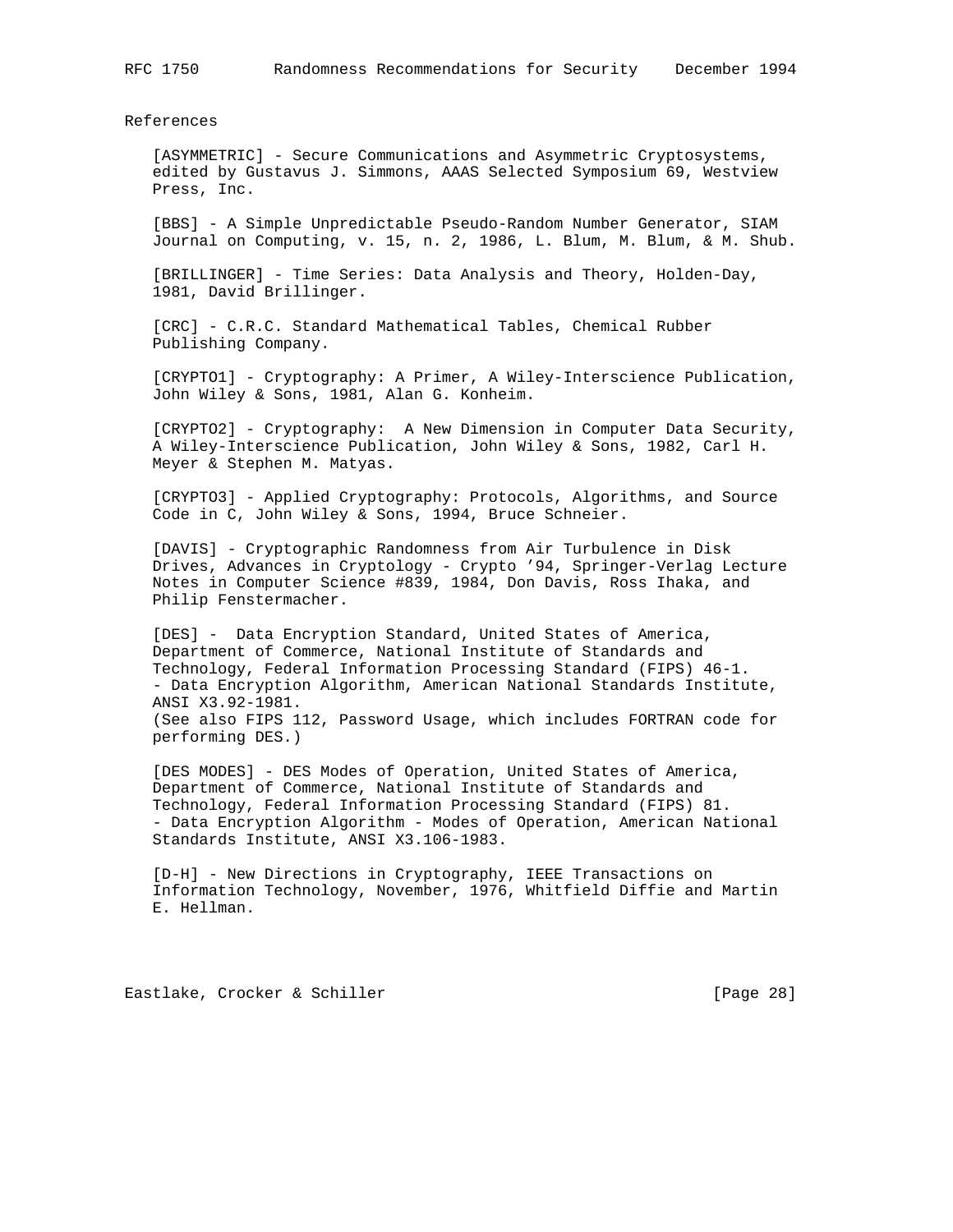## References

[ASYMMETRIC] - Secure Communications and Asymmetric Cryptosystems, edited by Gustavus J. Simmons, AAAS Selected Symposium 69, Westview Press, Inc.

[BBS] - A Simple Unpredictable Pseudo-Random Number Generator, SIAM Journal on Computing, v. 15, n. 2, 1986, L. Blum, M. Blum, & M. Shub.

[BRILLINGER] - Time Series: Data Analysis and Theory, Holden-Day, 1981, David Brillinger.

[CRC] - C.R.C. Standard Mathematical Tables, Chemical Rubber Publishing Company.

[CRYPTO1] - Cryptography: A Primer, A Wiley-Interscience Publication, John Wiley & Sons, 1981, Alan G. Konheim.

[CRYPTO2] - Cryptography:  A New Dimension in Computer Data Security, A Wiley-Interscience Publication, John Wiley & Sons, 1982, Carl H. Meyer & Stephen M. Matyas.

[CRYPTO3] - Applied Cryptography: Protocols, Algorithms, and Source Code in C, John Wiley & Sons, 1994, Bruce Schneier.

[DAVIS] - Cryptographic Randomness from Air Turbulence in Disk Drives, Advances in Cryptology - Crypto '94, Springer-Verlag Lecture Notes in Computer Science #839, 1984, Don Davis, Ross Ihaka, and Philip Fenstermacher.

[DES] -  Data Encryption Standard, United States of America, Department of Commerce, National Institute of Standards and Technology, Federal Information Processing Standard (FIPS) 46-1.
- Data Encryption Algorithm, American National Standards Institute, ANSI X3.92-1981.
(See also FIPS 112, Password Usage, which includes FORTRAN code for performing DES.)

[DES MODES] - DES Modes of Operation, United States of America, Department of Commerce, National Institute of Standards and Technology, Federal Information Processing Standard (FIPS) 81.
- Data Encryption Algorithm - Modes of Operation, American National Standards Institute, ANSI X3.106-1983.

[D-H] - New Directions in Cryptography, IEEE Transactions on Information Technology, November, 1976, Whitfield Diffie and Martin E. Hellman.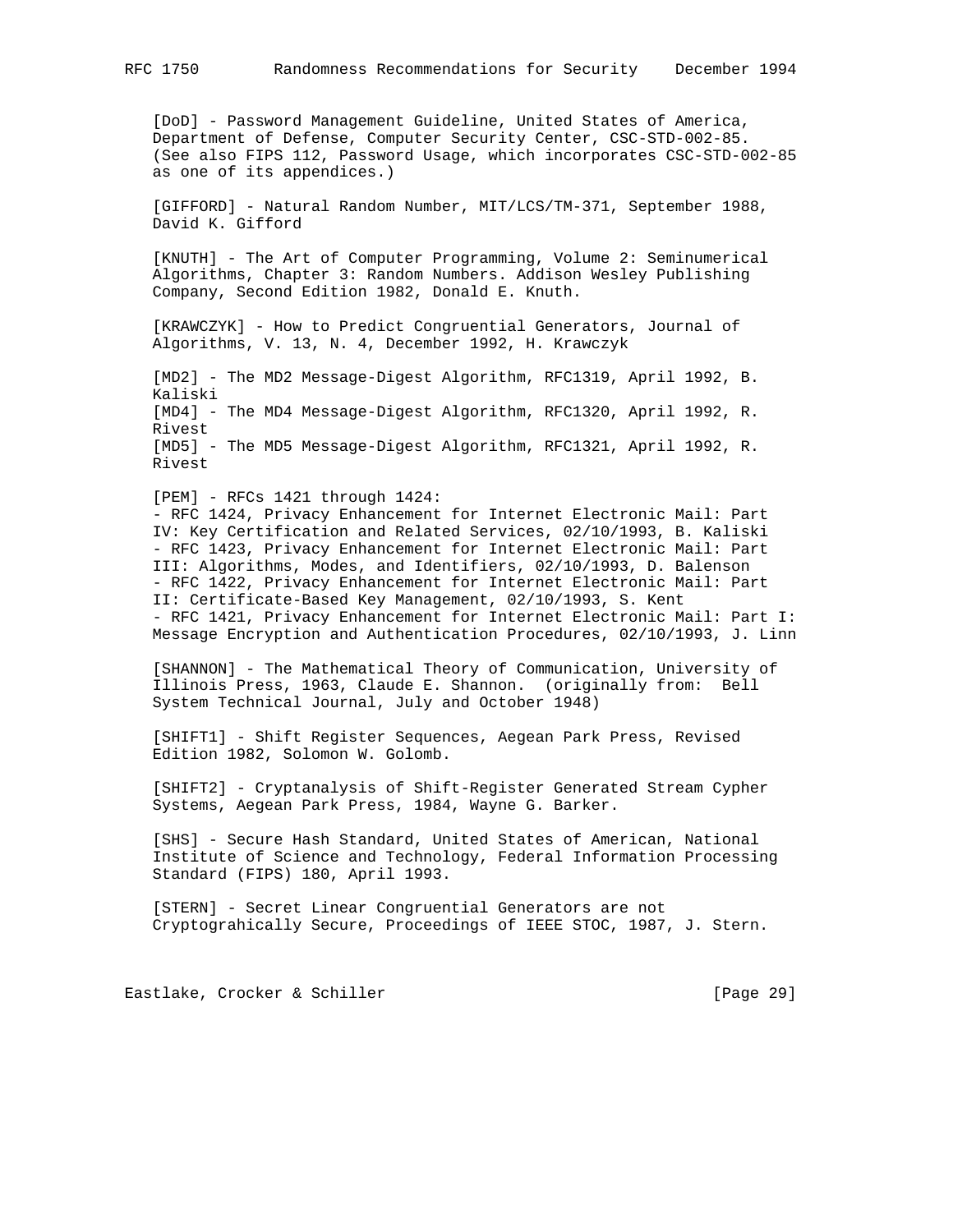[DoD] - Password Management Guideline, United States of America, Department of Defense, Computer Security Center, CSC-STD-002-85. (See also FIPS 112, Password Usage, which incorporates CSC-STD-002-85 as one of its appendices.)

[GIFFORD] - Natural Random Number, MIT/LCS/TM-371, September 1988, David K. Gifford

[KNUTH] - The Art of Computer Programming, Volume 2: Seminumerical Algorithms, Chapter 3: Random Numbers. Addison Wesley Publishing Company, Second Edition 1982, Donald E. Knuth.

[KRAWCZYK] - How to Predict Congruential Generators, Journal of Algorithms, V. 13, N. 4, December 1992, H. Krawczyk

[MD2] - The MD2 Message-Digest Algorithm, RFC1319, April 1992, B. Kaliski
[MD4] - The MD4 Message-Digest Algorithm, RFC1320, April 1992, R. Rivest
[MD5] - The MD5 Message-Digest Algorithm, RFC1321, April 1992, R. Rivest

[PEM] - RFCs 1421 through 1424:
- RFC 1424, Privacy Enhancement for Internet Electronic Mail: Part IV: Key Certification and Related Services, 02/10/1993, B. Kaliski
- RFC 1423, Privacy Enhancement for Internet Electronic Mail: Part III: Algorithms, Modes, and Identifiers, 02/10/1993, D. Balenson
- RFC 1422, Privacy Enhancement for Internet Electronic Mail: Part II: Certificate-Based Key Management, 02/10/1993, S. Kent
- RFC 1421, Privacy Enhancement for Internet Electronic Mail: Part I: Message Encryption and Authentication Procedures, 02/10/1993, J. Linn

[SHANNON] - The Mathematical Theory of Communication, University of Illinois Press, 1963, Claude E. Shannon. (originally from: Bell System Technical Journal, July and October 1948)

[SHIFT1] - Shift Register Sequences, Aegean Park Press, Revised Edition 1982, Solomon W. Golomb.

[SHIFT2] - Cryptanalysis of Shift-Register Generated Stream Cypher Systems, Aegean Park Press, 1984, Wayne G. Barker.

[SHS] - Secure Hash Standard, United States of American, National Institute of Science and Technology, Federal Information Processing Standard (FIPS) 180, April 1993.

[STERN] - Secret Linear Congruential Generators are not Cryptograhically Secure, Proceedings of IEEE STOC, 1987, J. Stern.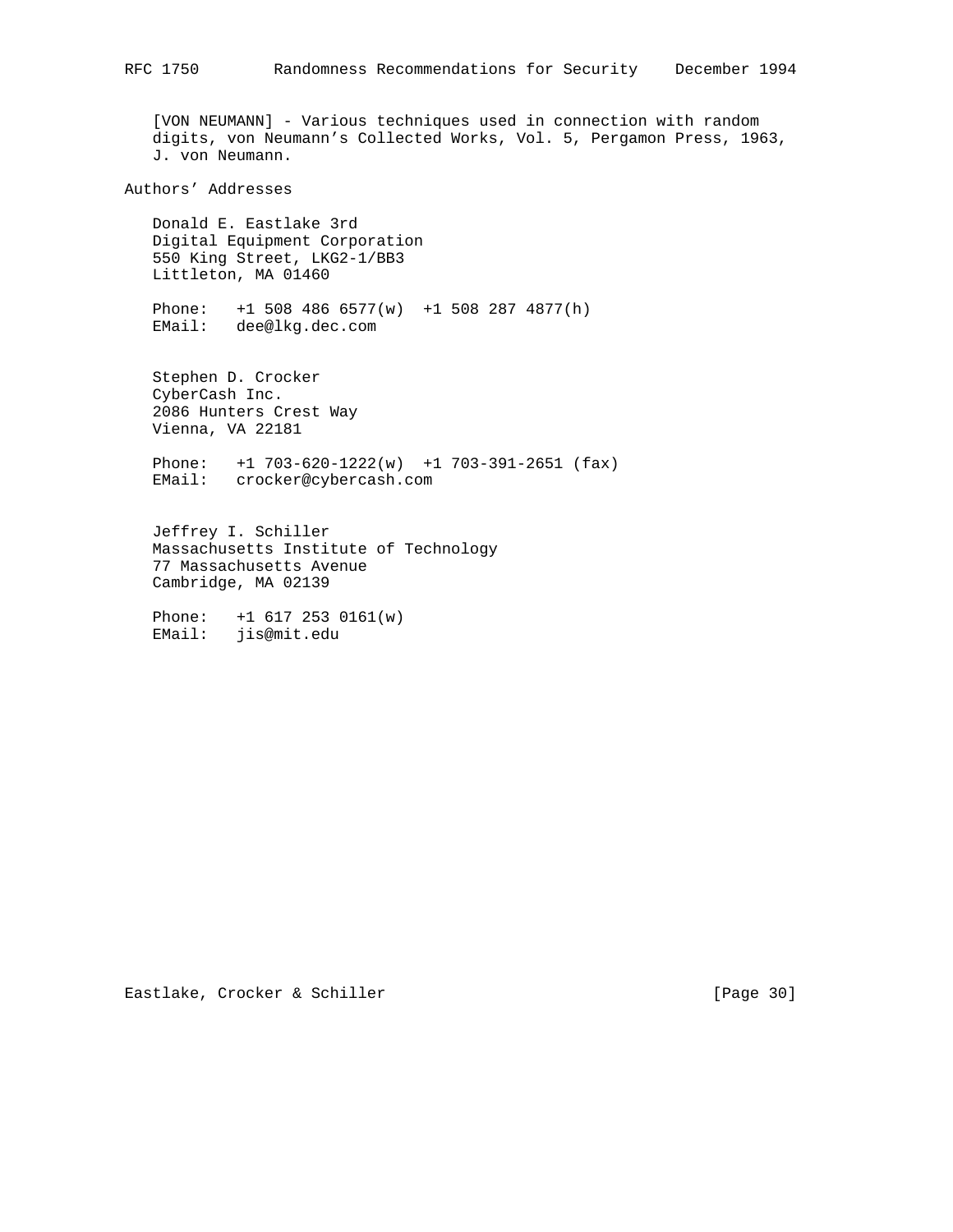[VON NEUMANN] - Various techniques used in connection with random digits, von Neumann's Collected Works, Vol. 5, Pergamon Press, 1963, J. von Neumann.

## Authors' Addresses

Donald E. Eastlake 3rd
Digital Equipment Corporation
550 King Street, LKG2-1/BB3
Littleton, MA 01460

Phone: +1 508 486 6577(w) +1 508 287 4877(h)
EMail: dee@lkg.dec.com

Stephen D. Crocker
CyberCash Inc.
2086 Hunters Crest Way
Vienna, VA 22181

Phone: +1 703-620-1222(w) +1 703-391-2651 (fax)
EMail: crocker@cybercash.com

Jeffrey I. Schiller
Massachusetts Institute of Technology
77 Massachusetts Avenue
Cambridge, MA 02139

Phone: +1 617 253 0161(w)
EMail: jis@mit.edu